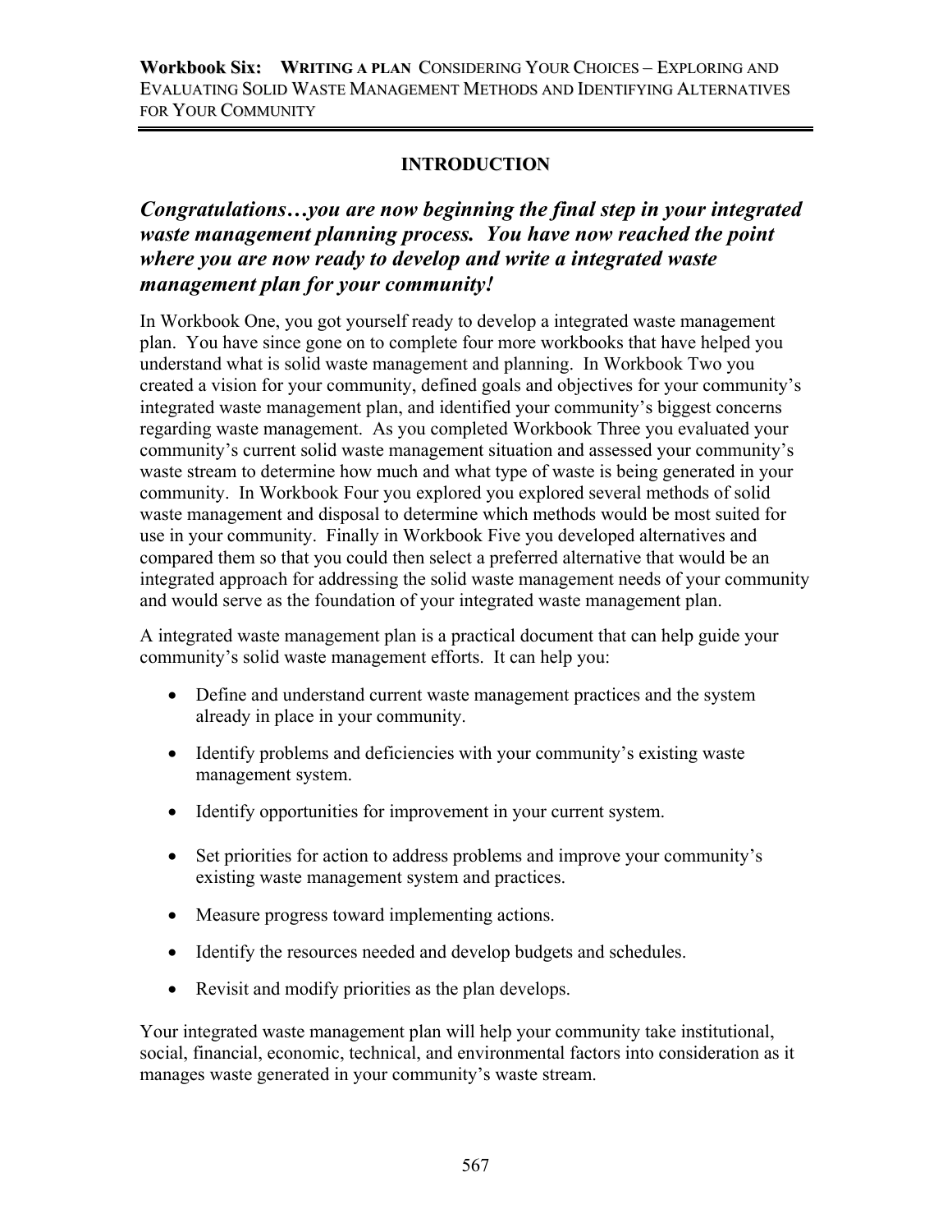**Workbook Six: WRITING A PLAN CONSIDERING YOUR CHOICES – EXPLORING AND EVALUATING SOLID WASTE MANAGEMENT METHODS AND IDENTIFYING ALTERNATIVES FOR YOUR COMMUNITY**

## INTRODUCTION

***Congratulations…you are now beginning the final step in your integrated waste management planning process. You have now reached the point where you are now ready to develop and write a integrated waste management plan for your community!***

In Workbook One, you got yourself ready to develop a integrated waste management plan. You have since gone on to complete four more workbooks that have helped you understand what is solid waste management and planning. In Workbook Two you created a vision for your community, defined goals and objectives for your community's integrated waste management plan, and identified your community's biggest concerns regarding waste management. As you completed Workbook Three you evaluated your community's current solid waste management situation and assessed your community's waste stream to determine how much and what type of waste is being generated in your community. In Workbook Four you explored you explored several methods of solid waste management and disposal to determine which methods would be most suited for use in your community. Finally in Workbook Five you developed alternatives and compared them so that you could then select a preferred alternative that would be an integrated approach for addressing the solid waste management needs of your community and would serve as the foundation of your integrated waste management plan.

A integrated waste management plan is a practical document that can help guide your community's solid waste management efforts. It can help you:

- Define and understand current waste management practices and the system already in place in your community.
- Identify problems and deficiencies with your community's existing waste management system.
- Identify opportunities for improvement in your current system.
- Set priorities for action to address problems and improve your community's existing waste management system and practices.
- Measure progress toward implementing actions.
- Identify the resources needed and develop budgets and schedules.
- Revisit and modify priorities as the plan develops.

Your integrated waste management plan will help your community take institutional, social, financial, economic, technical, and environmental factors into consideration as it manages waste generated in your community's waste stream.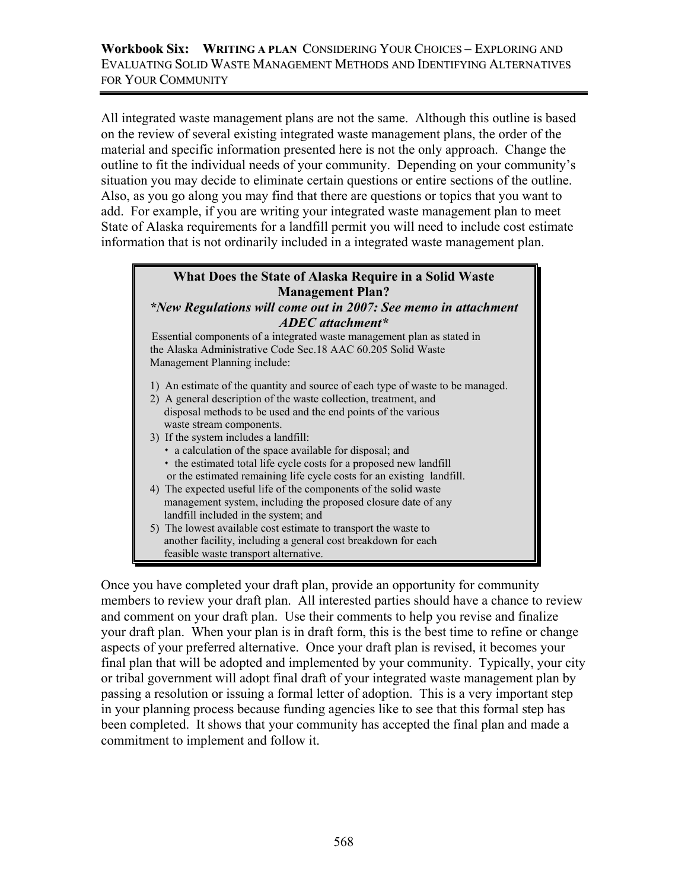All integrated waste management plans are not the same. Although this outline is based on the review of several existing integrated waste management plans, the order of the material and specific information presented here is not the only approach. Change the outline to fit the individual needs of your community. Depending on your community's situation you may decide to eliminate certain questions or entire sections of the outline. Also, as you go along you may find that there are questions or topics that you want to add. For example, if you are writing your integrated waste management plan to meet State of Alaska requirements for a landfill permit you will need to include cost estimate information that is not ordinarily included in a integrated waste management plan.

> **What Does the State of Alaska Require in a Solid Waste Management Plan?**
>
> ***New Regulations will come out in 2007: See memo in attachment ADEC attachment***
>
> Essential components of a integrated waste management plan as stated in the Alaska Administrative Code Sec.18 AAC 60.205 Solid Waste Management Planning include:
>
> 1) An estimate of the quantity and source of each type of waste to be managed.
> 2) A general description of the waste collection, treatment, and disposal methods to be used and the end points of the various waste stream components.
> 3) If the system includes a landfill:
>    - a calculation of the space available for disposal; and
>    - the estimated total life cycle costs for a proposed new landfill or the estimated remaining life cycle costs for an existing landfill.
> 4) The expected useful life of the components of the solid waste management system, including the proposed closure date of any landfill included in the system; and
> 5) The lowest available cost estimate to transport the waste to another facility, including a general cost breakdown for each feasible waste transport alternative.

Once you have completed your draft plan, provide an opportunity for community members to review your draft plan. All interested parties should have a chance to review and comment on your draft plan. Use their comments to help you revise and finalize your draft plan. When your plan is in draft form, this is the best time to refine or change aspects of your preferred alternative. Once your draft plan is revised, it becomes your final plan that will be adopted and implemented by your community. Typically, your city or tribal government will adopt final draft of your integrated waste management plan by passing a resolution or issuing a formal letter of adoption. This is a very important step in your planning process because funding agencies like to see that this formal step has been completed. It shows that your community has accepted the final plan and made a commitment to implement and follow it.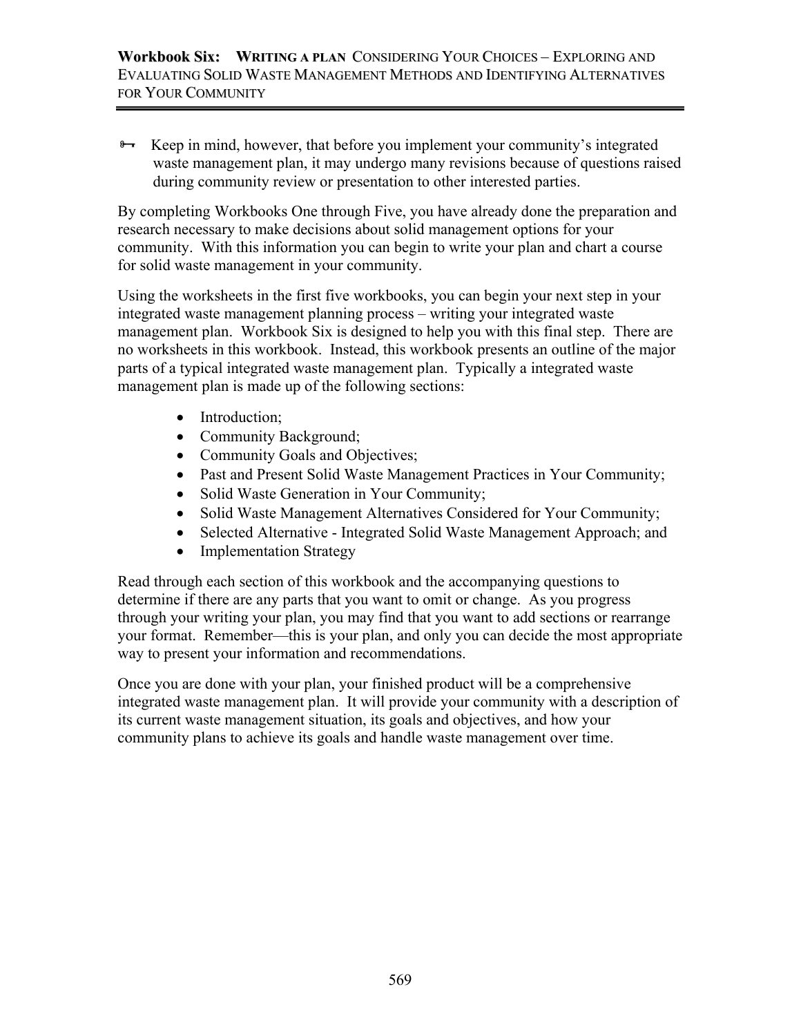🔑 Keep in mind, however, that before you implement your community's integrated waste management plan, it may undergo many revisions because of questions raised during community review or presentation to other interested parties.

By completing Workbooks One through Five, you have already done the preparation and research necessary to make decisions about solid management options for your community. With this information you can begin to write your plan and chart a course for solid waste management in your community.

Using the worksheets in the first five workbooks, you can begin your next step in your integrated waste management planning process – writing your integrated waste management plan. Workbook Six is designed to help you with this final step. There are no worksheets in this workbook. Instead, this workbook presents an outline of the major parts of a typical integrated waste management plan. Typically a integrated waste management plan is made up of the following sections:

- Introduction;
- Community Background;
- Community Goals and Objectives;
- Past and Present Solid Waste Management Practices in Your Community;
- Solid Waste Generation in Your Community;
- Solid Waste Management Alternatives Considered for Your Community;
- Selected Alternative - Integrated Solid Waste Management Approach; and
- Implementation Strategy

Read through each section of this workbook and the accompanying questions to determine if there are any parts that you want to omit or change. As you progress through your writing your plan, you may find that you want to add sections or rearrange your format. Remember—this is your plan, and only you can decide the most appropriate way to present your information and recommendations.

Once you are done with your plan, your finished product will be a comprehensive integrated waste management plan. It will provide your community with a description of its current waste management situation, its goals and objectives, and how your community plans to achieve its goals and handle waste management over time.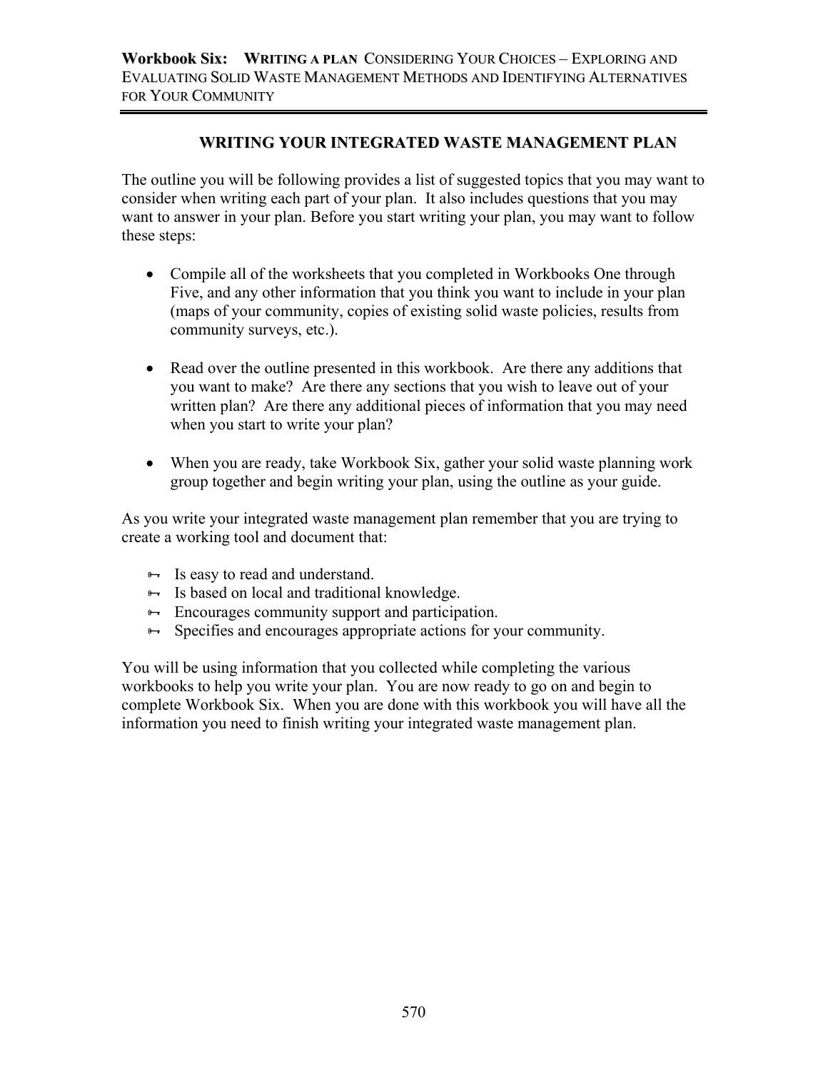## WRITING YOUR INTEGRATED WASTE MANAGEMENT PLAN

The outline you will be following provides a list of suggested topics that you may want to consider when writing each part of your plan. It also includes questions that you may want to answer in your plan. Before you start writing your plan, you may want to follow these steps:

- Compile all of the worksheets that you completed in Workbooks One through Five, and any other information that you think you want to include in your plan (maps of your community, copies of existing solid waste policies, results from community surveys, etc.).

- Read over the outline presented in this workbook. Are there any additions that you want to make? Are there any sections that you wish to leave out of your written plan? Are there any additional pieces of information that you may need when you start to write your plan?

- When you are ready, take Workbook Six, gather your solid waste planning work group together and begin writing your plan, using the outline as your guide.

As you write your integrated waste management plan remember that you are trying to create a working tool and document that:

- Is easy to read and understand.
- Is based on local and traditional knowledge.
- Encourages community support and participation.
- Specifies and encourages appropriate actions for your community.

You will be using information that you collected while completing the various workbooks to help you write your plan. You are now ready to go on and begin to complete Workbook Six. When you are done with this workbook you will have all the information you need to finish writing your integrated waste management plan.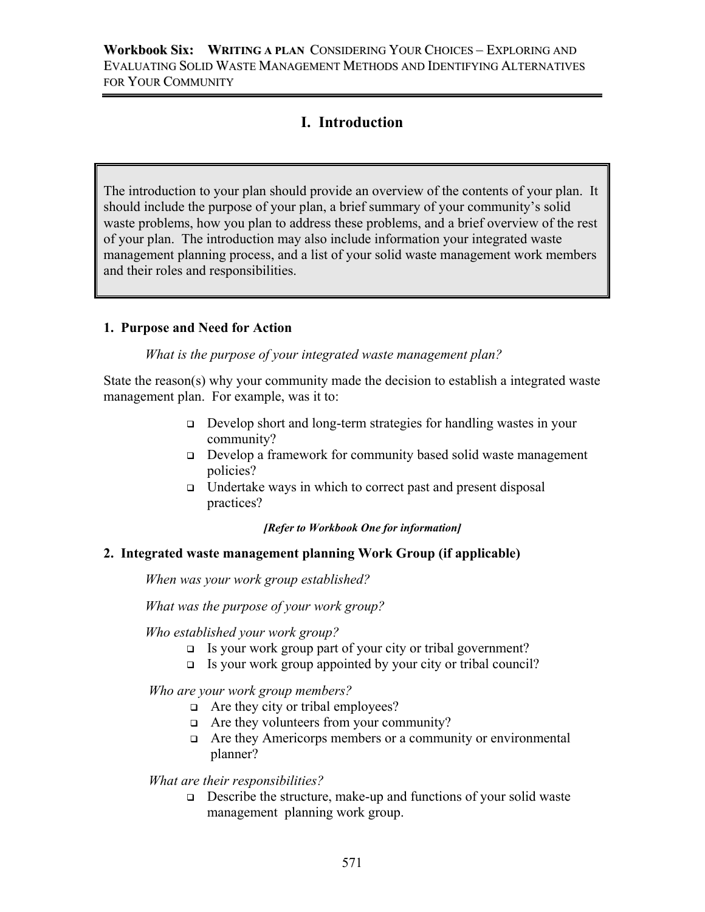# I. Introduction

The introduction to your plan should provide an overview of the contents of your plan. It should include the purpose of your plan, a brief summary of your community's solid waste problems, how you plan to address these problems, and a brief overview of the rest of your plan. The introduction may also include information your integrated waste management planning process, and a list of your solid waste management work members and their roles and responsibilities.

### 1. Purpose and Need for Action

*What is the purpose of your integrated waste management plan?*

State the reason(s) why your community made the decision to establish a integrated waste management plan. For example, was it to:

- Develop short and long-term strategies for handling wastes in your community?
- Develop a framework for community based solid waste management policies?
- Undertake ways in which to correct past and present disposal practices?

***[Refer to Workbook One for information]***

### 2. Integrated waste management planning Work Group (if applicable)

*When was your work group established?*

*What was the purpose of your work group?*

*Who established your work group?*

- Is your work group part of your city or tribal government?
- Is your work group appointed by your city or tribal council?

*Who are your work group members?*

- Are they city or tribal employees?
- Are they volunteers from your community?
- Are they Americorps members or a community or environmental planner?

*What are their responsibilities?*

- Describe the structure, make-up and functions of your solid waste management planning work group.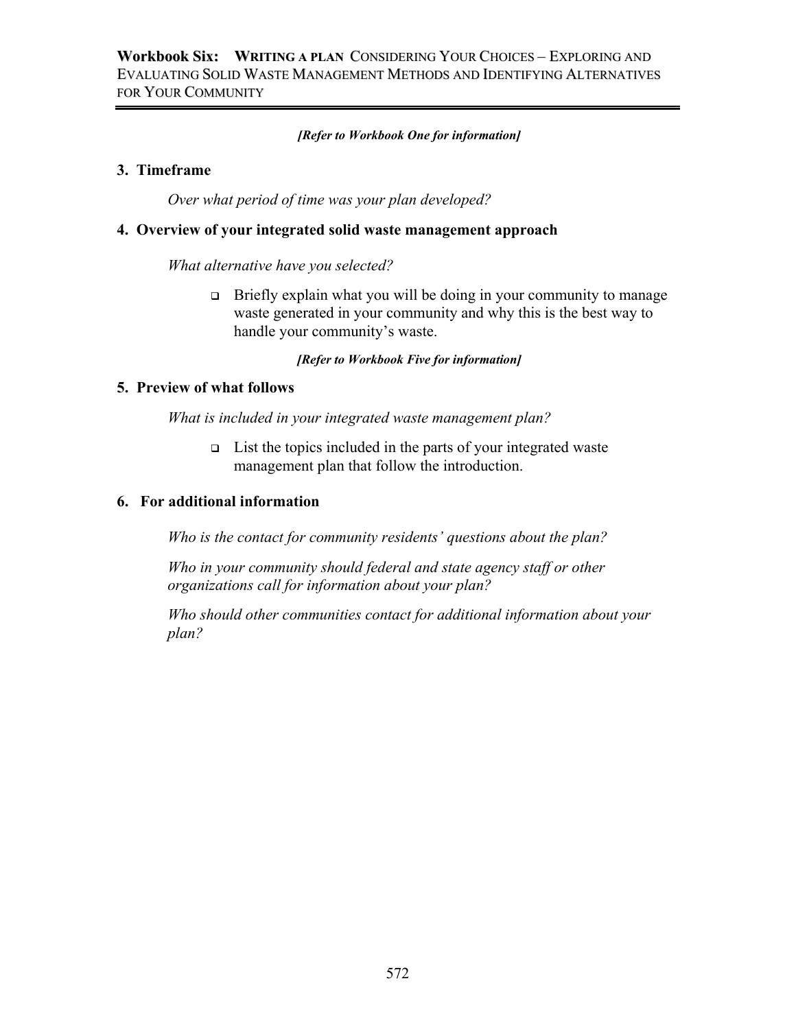***[Refer to Workbook One for information]***

### 3. Timeframe

*Over what period of time was your plan developed?*

### 4. Overview of your integrated solid waste management approach

*What alternative have you selected?*

- Briefly explain what you will be doing in your community to manage waste generated in your community and why this is the best way to handle your community's waste.

***[Refer to Workbook Five for information]***

### 5. Preview of what follows

*What is included in your integrated waste management plan?*

- List the topics included in the parts of your integrated waste management plan that follow the introduction.

### 6. For additional information

*Who is the contact for community residents' questions about the plan?*

*Who in your community should federal and state agency staff or other organizations call for information about your plan?*

*Who should other communities contact for additional information about your plan?*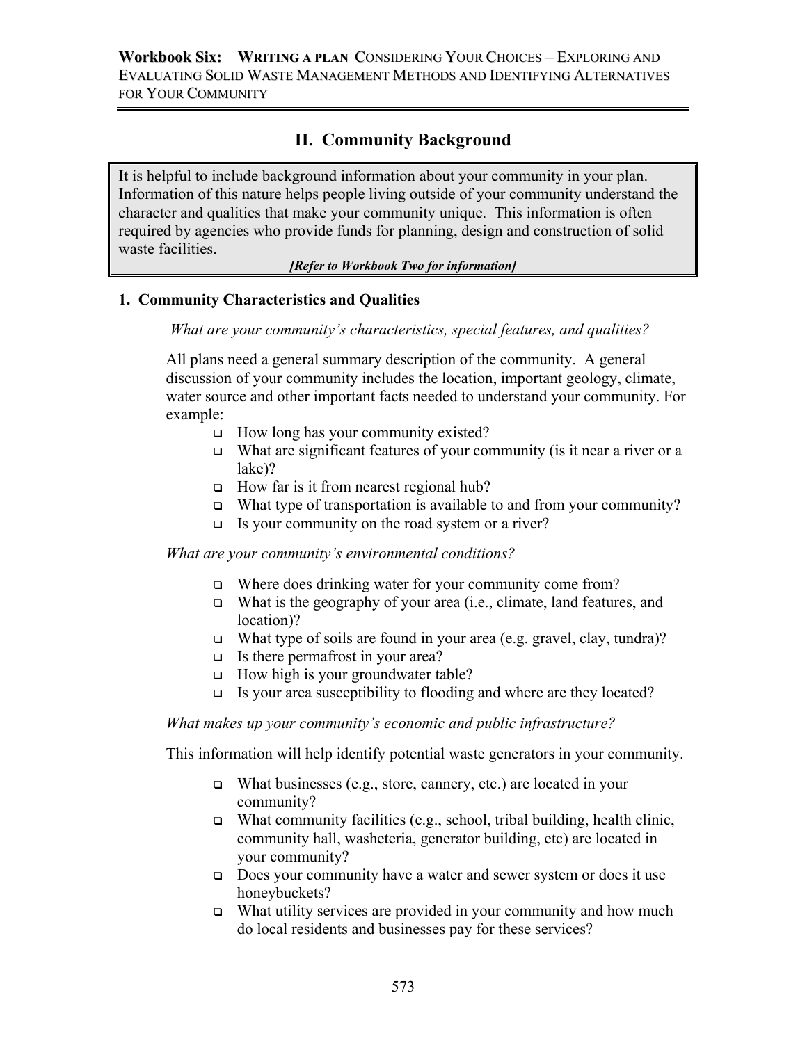## II. Community Background

It is helpful to include background information about your community in your plan. Information of this nature helps people living outside of your community understand the character and qualities that make your community unique. This information is often required by agencies who provide funds for planning, design and construction of solid waste facilities.

***[Refer to Workbook Two for information]***

### 1. Community Characteristics and Qualities

*What are your community's characteristics, special features, and qualities?*

All plans need a general summary description of the community. A general discussion of your community includes the location, important geology, climate, water source and other important facts needed to understand your community. For example:

- How long has your community existed?
- What are significant features of your community (is it near a river or a lake)?
- How far is it from nearest regional hub?
- What type of transportation is available to and from your community?
- Is your community on the road system or a river?

*What are your community's environmental conditions?*

- Where does drinking water for your community come from?
- What is the geography of your area (i.e., climate, land features, and location)?
- What type of soils are found in your area (e.g. gravel, clay, tundra)?
- Is there permafrost in your area?
- How high is your groundwater table?
- Is your area susceptibility to flooding and where are they located?

*What makes up your community's economic and public infrastructure?*

This information will help identify potential waste generators in your community.

- What businesses (e.g., store, cannery, etc.) are located in your community?
- What community facilities (e.g., school, tribal building, health clinic, community hall, washeteria, generator building, etc) are located in your community?
- Does your community have a water and sewer system or does it use honeybuckets?
- What utility services are provided in your community and how much do local residents and businesses pay for these services?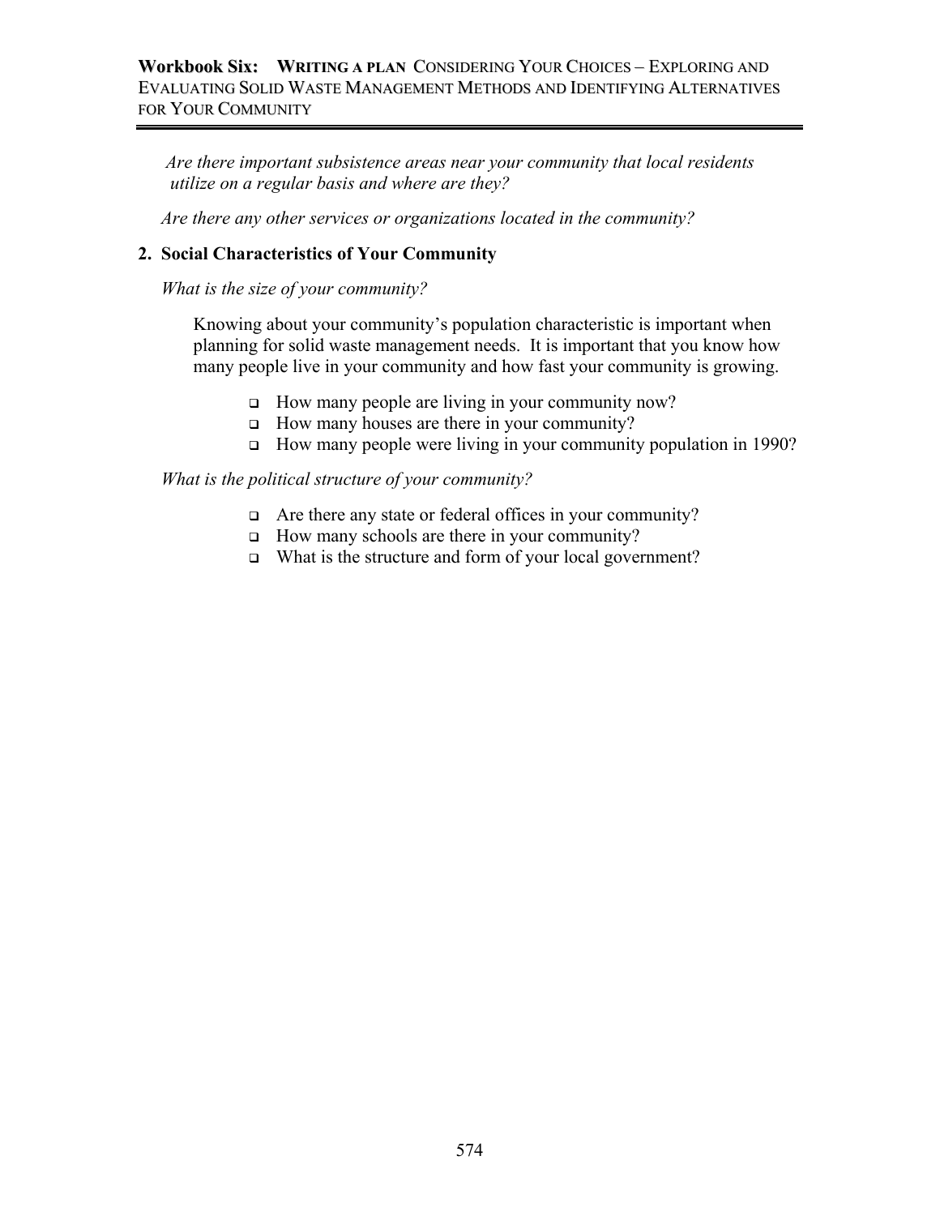*Are there important subsistence areas near your community that local residents utilize on a regular basis and where are they?*

*Are there any other services or organizations located in the community?*

## 2. Social Characteristics of Your Community

*What is the size of your community?*

Knowing about your community's population characteristic is important when planning for solid waste management needs. It is important that you know how many people live in your community and how fast your community is growing.

- How many people are living in your community now?
- How many houses are there in your community?
- How many people were living in your community population in 1990?

*What is the political structure of your community?*

- Are there any state or federal offices in your community?
- How many schools are there in your community?
- What is the structure and form of your local government?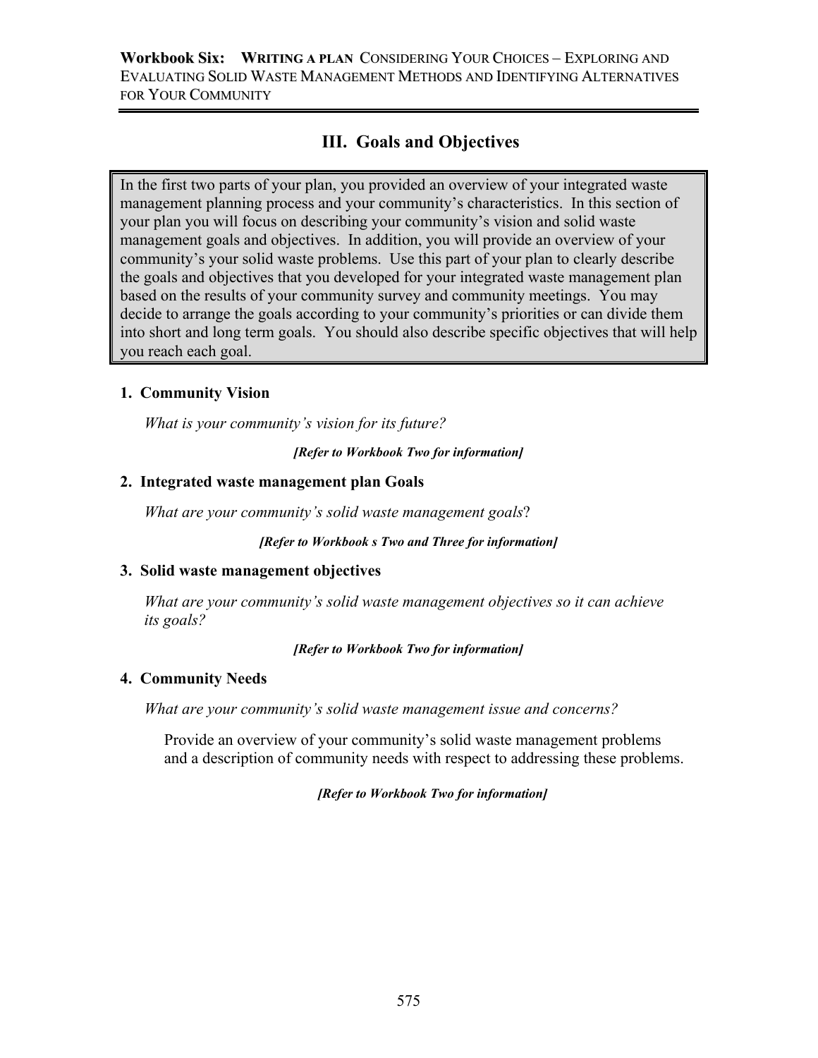## III. Goals and Objectives

In the first two parts of your plan, you provided an overview of your integrated waste management planning process and your community's characteristics. In this section of your plan you will focus on describing your community's vision and solid waste management goals and objectives. In addition, you will provide an overview of your community's your solid waste problems. Use this part of your plan to clearly describe the goals and objectives that you developed for your integrated waste management plan based on the results of your community survey and community meetings. You may decide to arrange the goals according to your community's priorities or can divide them into short and long term goals. You should also describe specific objectives that will help you reach each goal.

### 1. Community Vision

*What is your community's vision for its future?*

***[Refer to Workbook Two for information]***

### 2. Integrated waste management plan Goals

*What are your community's solid waste management goals*?

***[Refer to Workbook s Two and Three for information]***

### 3. Solid waste management objectives

*What are your community's solid waste management objectives so it can achieve its goals?*

***[Refer to Workbook Two for information]***

### 4. Community Needs

*What are your community's solid waste management issue and concerns?*

Provide an overview of your community's solid waste management problems and a description of community needs with respect to addressing these problems.

***[Refer to Workbook Two for information]***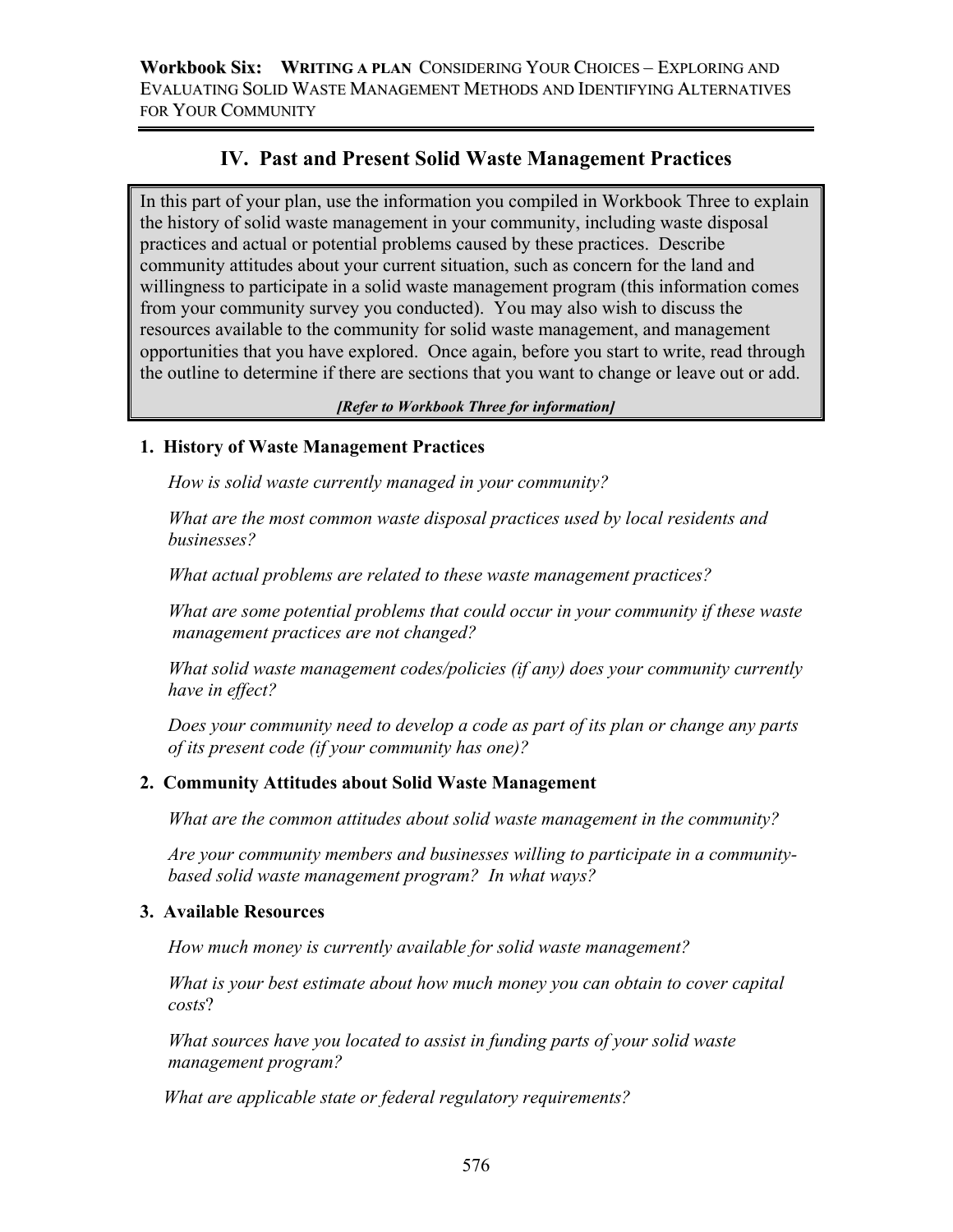## IV. Past and Present Solid Waste Management Practices

> In this part of your plan, use the information you compiled in Workbook Three to explain the history of solid waste management in your community, including waste disposal practices and actual or potential problems caused by these practices. Describe community attitudes about your current situation, such as concern for the land and willingness to participate in a solid waste management program (this information comes from your community survey you conducted). You may also wish to discuss the resources available to the community for solid waste management, and management opportunities that you have explored. Once again, before you start to write, read through the outline to determine if there are sections that you want to change or leave out or add.
>
> ***[Refer to Workbook Three for information]***

### 1. History of Waste Management Practices

*How is solid waste currently managed in your community?*

*What are the most common waste disposal practices used by local residents and businesses?*

*What actual problems are related to these waste management practices?*

*What are some potential problems that could occur in your community if these waste management practices are not changed?*

*What solid waste management codes/policies (if any) does your community currently have in effect?*

*Does your community need to develop a code as part of its plan or change any parts of its present code (if your community has one)?*

### 2. Community Attitudes about Solid Waste Management

*What are the common attitudes about solid waste management in the community?*

*Are your community members and businesses willing to participate in a community-based solid waste management program? In what ways?*

### 3. Available Resources

*How much money is currently available for solid waste management?*

*What is your best estimate about how much money you can obtain to cover capital costs*?

*What sources have you located to assist in funding parts of your solid waste management program?*

*What are applicable state or federal regulatory requirements?*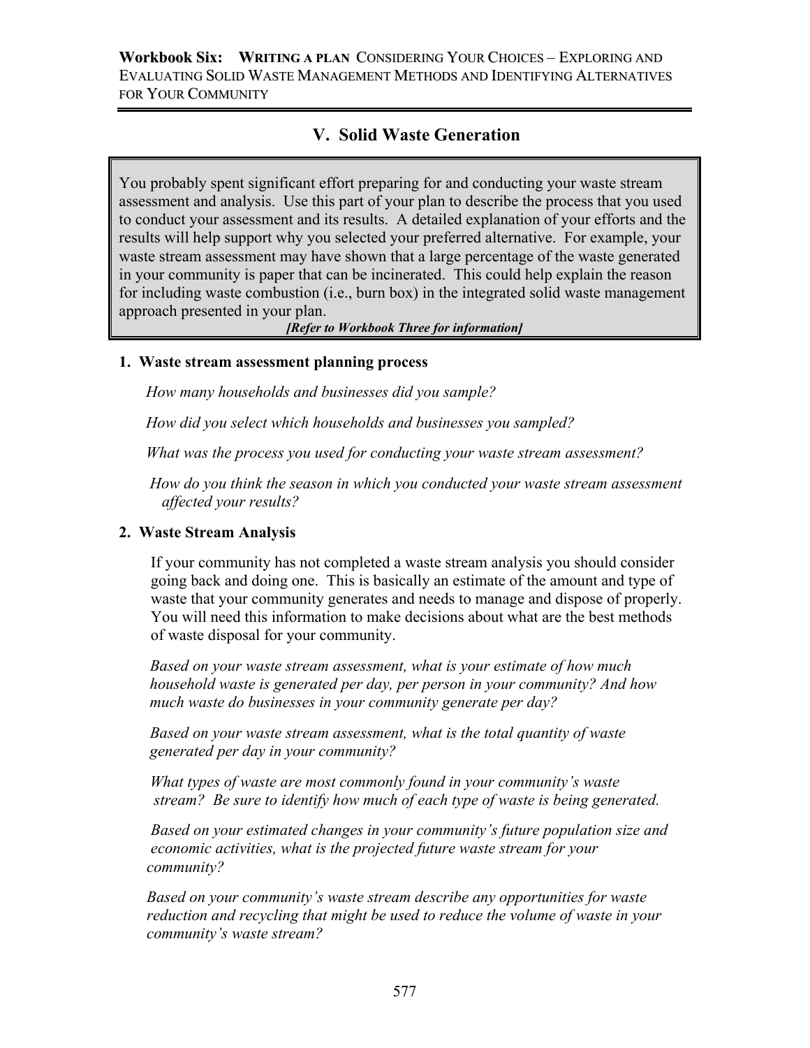## V. Solid Waste Generation

> You probably spent significant effort preparing for and conducting your waste stream assessment and analysis. Use this part of your plan to describe the process that you used to conduct your assessment and its results. A detailed explanation of your efforts and the results will help support why you selected your preferred alternative. For example, your waste stream assessment may have shown that a large percentage of the waste generated in your community is paper that can be incinerated. This could help explain the reason for including waste combustion (i.e., burn box) in the integrated solid waste management approach presented in your plan.
>
> ***[Refer to Workbook Three for information]***

### 1. Waste stream assessment planning process

*How many households and businesses did you sample?*

*How did you select which households and businesses you sampled?*

*What was the process you used for conducting your waste stream assessment?*

*How do you think the season in which you conducted your waste stream assessment affected your results?*

### 2. Waste Stream Analysis

If your community has not completed a waste stream analysis you should consider going back and doing one. This is basically an estimate of the amount and type of waste that your community generates and needs to manage and dispose of properly. You will need this information to make decisions about what are the best methods of waste disposal for your community.

*Based on your waste stream assessment, what is your estimate of how much household waste is generated per day, per person in your community? And how much waste do businesses in your community generate per day?*

*Based on your waste stream assessment, what is the total quantity of waste generated per day in your community?*

*What types of waste are most commonly found in your community's waste stream? Be sure to identify how much of each type of waste is being generated.*

*Based on your estimated changes in your community's future population size and economic activities, what is the projected future waste stream for your community?*

*Based on your community's waste stream describe any opportunities for waste reduction and recycling that might be used to reduce the volume of waste in your community's waste stream?*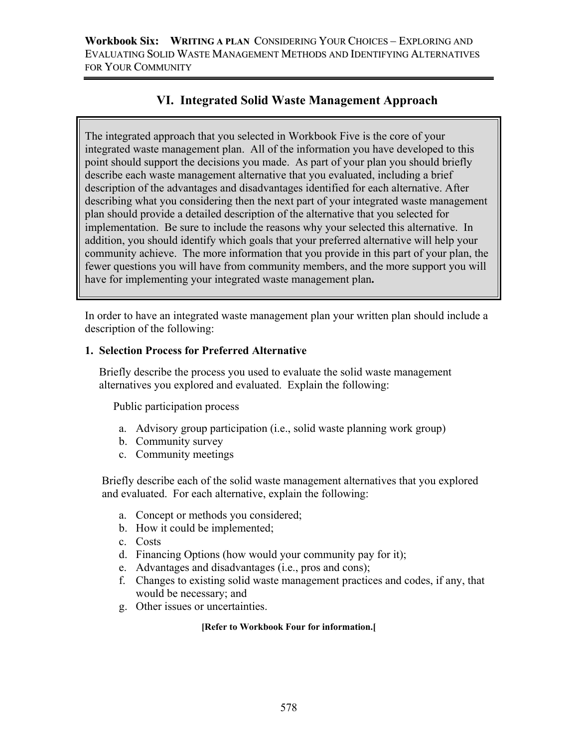## VI. Integrated Solid Waste Management Approach

The integrated approach that you selected in Workbook Five is the core of your integrated waste management plan. All of the information you have developed to this point should support the decisions you made. As part of your plan you should briefly describe each waste management alternative that you evaluated, including a brief description of the advantages and disadvantages identified for each alternative. After describing what you considering then the next part of your integrated waste management plan should provide a detailed description of the alternative that you selected for implementation. Be sure to include the reasons why your selected this alternative. In addition, you should identify which goals that your preferred alternative will help your community achieve. The more information that you provide in this part of your plan, the fewer questions you will have from community members, and the more support you will have for implementing your integrated waste management plan**.**

In order to have an integrated waste management plan your written plan should include a description of the following:

**1. Selection Process for Preferred Alternative**

Briefly describe the process you used to evaluate the solid waste management alternatives you explored and evaluated. Explain the following:

Public participation process

a. Advisory group participation (i.e., solid waste planning work group)
b. Community survey
c. Community meetings

Briefly describe each of the solid waste management alternatives that you explored and evaluated. For each alternative, explain the following:

a. Concept or methods you considered;
b. How it could be implemented;
c. Costs
d. Financing Options (how would your community pay for it);
e. Advantages and disadvantages (i.e., pros and cons);
f. Changes to existing solid waste management practices and codes, if any, that would be necessary; and
g. Other issues or uncertainties.

**[Refer to Workbook Four for information.[**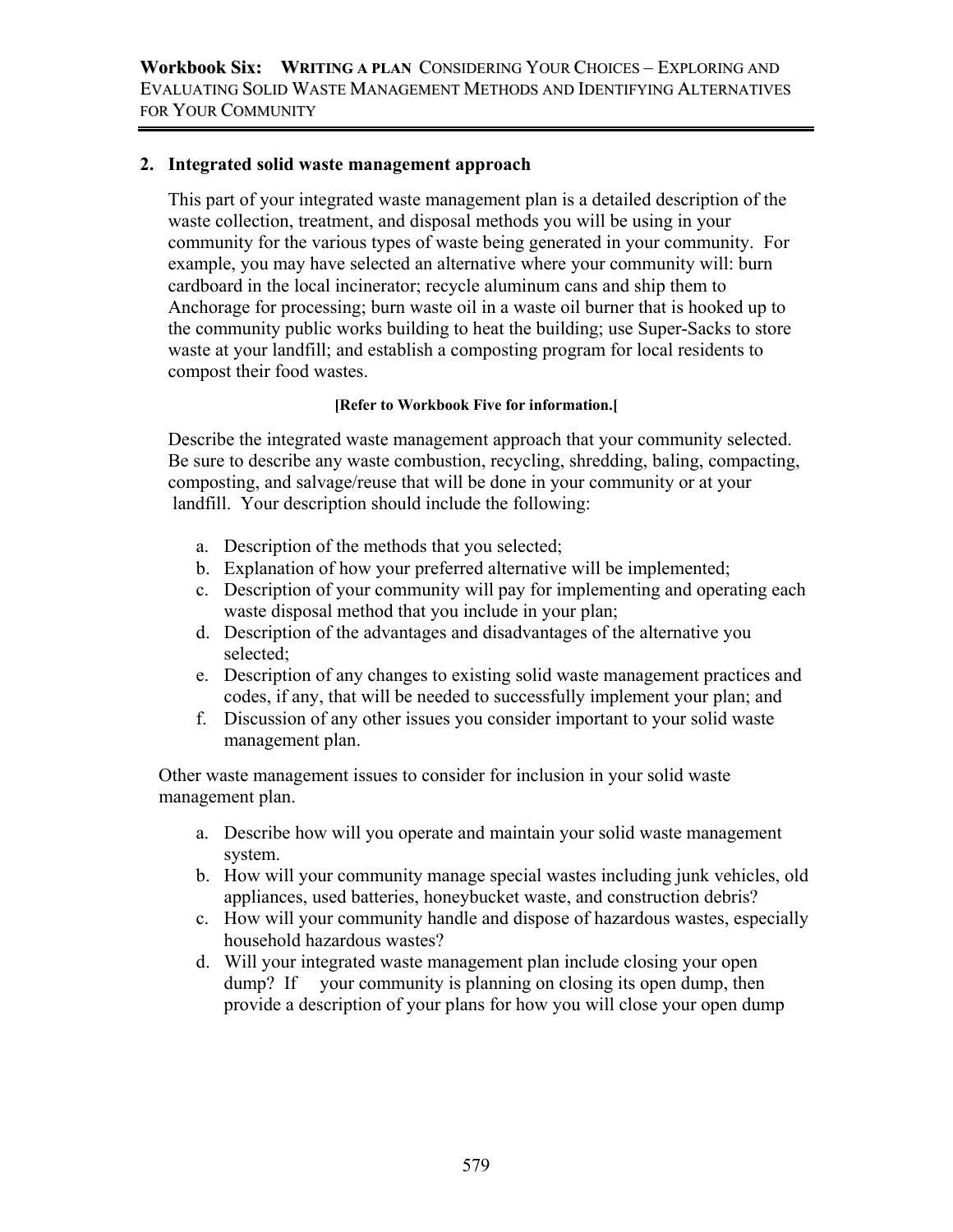## 2. Integrated solid waste management approach

This part of your integrated waste management plan is a detailed description of the waste collection, treatment, and disposal methods you will be using in your community for the various types of waste being generated in your community. For example, you may have selected an alternative where your community will: burn cardboard in the local incinerator; recycle aluminum cans and ship them to Anchorage for processing; burn waste oil in a waste oil burner that is hooked up to the community public works building to heat the building; use Super-Sacks to store waste at your landfill; and establish a composting program for local residents to compost their food wastes.

**[Refer to Workbook Five for information.[**

Describe the integrated waste management approach that your community selected. Be sure to describe any waste combustion, recycling, shredding, baling, compacting, composting, and salvage/reuse that will be done in your community or at your landfill. Your description should include the following:

a. Description of the methods that you selected;
b. Explanation of how your preferred alternative will be implemented;
c. Description of your community will pay for implementing and operating each waste disposal method that you include in your plan;
d. Description of the advantages and disadvantages of the alternative you selected;
e. Description of any changes to existing solid waste management practices and codes, if any, that will be needed to successfully implement your plan; and
f. Discussion of any other issues you consider important to your solid waste management plan.

Other waste management issues to consider for inclusion in your solid waste management plan.

a. Describe how will you operate and maintain your solid waste management system.
b. How will your community manage special wastes including junk vehicles, old appliances, used batteries, honeybucket waste, and construction debris?
c. How will your community handle and dispose of hazardous wastes, especially household hazardous wastes?
d. Will your integrated waste management plan include closing your open dump? If your community is planning on closing its open dump, then provide a description of your plans for how you will close your open dump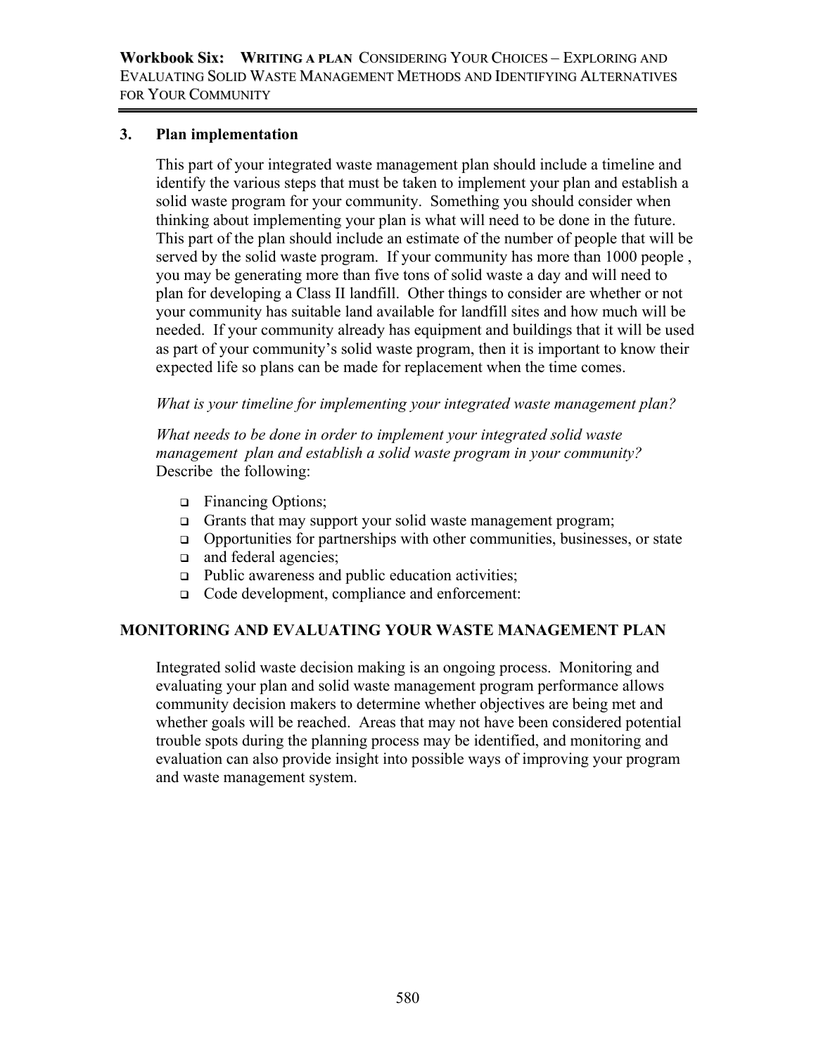### 3. Plan implementation

This part of your integrated waste management plan should include a timeline and identify the various steps that must be taken to implement your plan and establish a solid waste program for your community. Something you should consider when thinking about implementing your plan is what will need to be done in the future. This part of the plan should include an estimate of the number of people that will be served by the solid waste program. If your community has more than 1000 people , you may be generating more than five tons of solid waste a day and will need to plan for developing a Class II landfill. Other things to consider are whether or not your community has suitable land available for landfill sites and how much will be needed. If your community already has equipment and buildings that it will be used as part of your community's solid waste program, then it is important to know their expected life so plans can be made for replacement when the time comes.

*What is your timeline for implementing your integrated waste management plan?*

*What needs to be done in order to implement your integrated solid waste management plan and establish a solid waste program in your community?* Describe the following:

- Financing Options;
- Grants that may support your solid waste management program;
- Opportunities for partnerships with other communities, businesses, or state
- and federal agencies;
- Public awareness and public education activities;
- Code development, compliance and enforcement:

## MONITORING AND EVALUATING YOUR WASTE MANAGEMENT PLAN

Integrated solid waste decision making is an ongoing process. Monitoring and evaluating your plan and solid waste management program performance allows community decision makers to determine whether objectives are being met and whether goals will be reached. Areas that may not have been considered potential trouble spots during the planning process may be identified, and monitoring and evaluation can also provide insight into possible ways of improving your program and waste management system.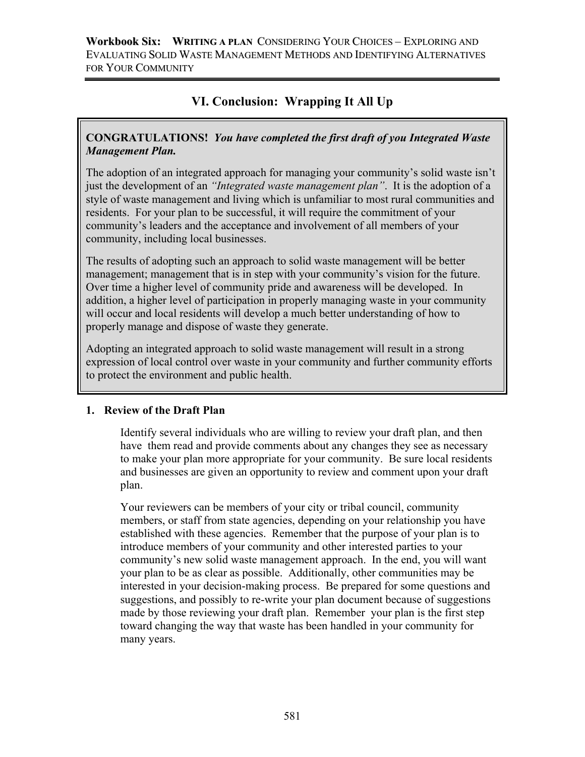# VI. Conclusion: Wrapping It All Up

**CONGRATULATIONS!** ***You have completed the first draft of you Integrated Waste Management Plan.***

The adoption of an integrated approach for managing your community's solid waste isn't just the development of an *"Integrated waste management plan"*. It is the adoption of a style of waste management and living which is unfamiliar to most rural communities and residents. For your plan to be successful, it will require the commitment of your community's leaders and the acceptance and involvement of all members of your community, including local businesses.

The results of adopting such an approach to solid waste management will be better management; management that is in step with your community's vision for the future. Over time a higher level of community pride and awareness will be developed. In addition, a higher level of participation in properly managing waste in your community will occur and local residents will develop a much better understanding of how to properly manage and dispose of waste they generate.

Adopting an integrated approach to solid waste management will result in a strong expression of local control over waste in your community and further community efforts to protect the environment and public health.

## 1. Review of the Draft Plan

Identify several individuals who are willing to review your draft plan, and then have them read and provide comments about any changes they see as necessary to make your plan more appropriate for your community. Be sure local residents and businesses are given an opportunity to review and comment upon your draft plan.

Your reviewers can be members of your city or tribal council, community members, or staff from state agencies, depending on your relationship you have established with these agencies. Remember that the purpose of your plan is to introduce members of your community and other interested parties to your community's new solid waste management approach. In the end, you will want your plan to be as clear as possible. Additionally, other communities may be interested in your decision-making process. Be prepared for some questions and suggestions, and possibly to re-write your plan document because of suggestions made by those reviewing your draft plan. Remember your plan is the first step toward changing the way that waste has been handled in your community for many years.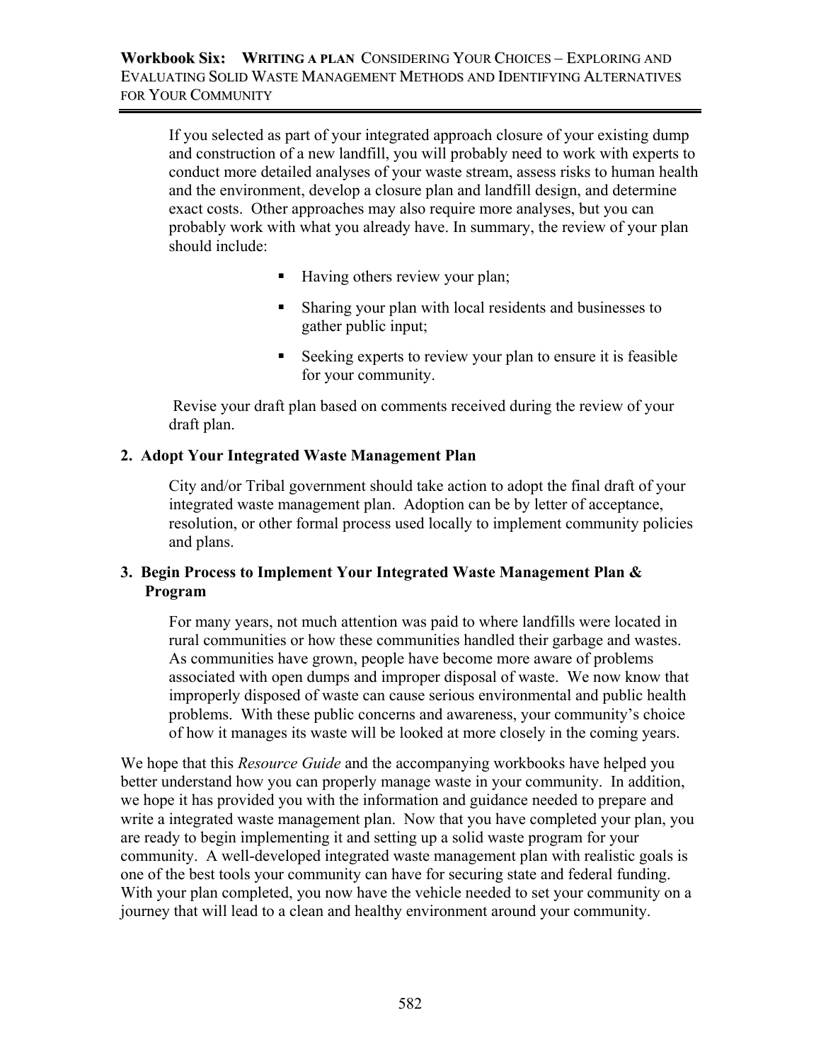If you selected as part of your integrated approach closure of your existing dump and construction of a new landfill, you will probably need to work with experts to conduct more detailed analyses of your waste stream, assess risks to human health and the environment, develop a closure plan and landfill design, and determine exact costs. Other approaches may also require more analyses, but you can probably work with what you already have. In summary, the review of your plan should include:

- Having others review your plan;
- Sharing your plan with local residents and businesses to gather public input;
- Seeking experts to review your plan to ensure it is feasible for your community.

Revise your draft plan based on comments received during the review of your draft plan.

**2. Adopt Your Integrated Waste Management Plan**

City and/or Tribal government should take action to adopt the final draft of your integrated waste management plan. Adoption can be by letter of acceptance, resolution, or other formal process used locally to implement community policies and plans.

**3. Begin Process to Implement Your Integrated Waste Management Plan & Program**

For many years, not much attention was paid to where landfills were located in rural communities or how these communities handled their garbage and wastes. As communities have grown, people have become more aware of problems associated with open dumps and improper disposal of waste. We now know that improperly disposed of waste can cause serious environmental and public health problems. With these public concerns and awareness, your community's choice of how it manages its waste will be looked at more closely in the coming years.

We hope that this *Resource Guide* and the accompanying workbooks have helped you better understand how you can properly manage waste in your community. In addition, we hope it has provided you with the information and guidance needed to prepare and write a integrated waste management plan. Now that you have completed your plan, you are ready to begin implementing it and setting up a solid waste program for your community. A well-developed integrated waste management plan with realistic goals is one of the best tools your community can have for securing state and federal funding. With your plan completed, you now have the vehicle needed to set your community on a journey that will lead to a clean and healthy environment around your community.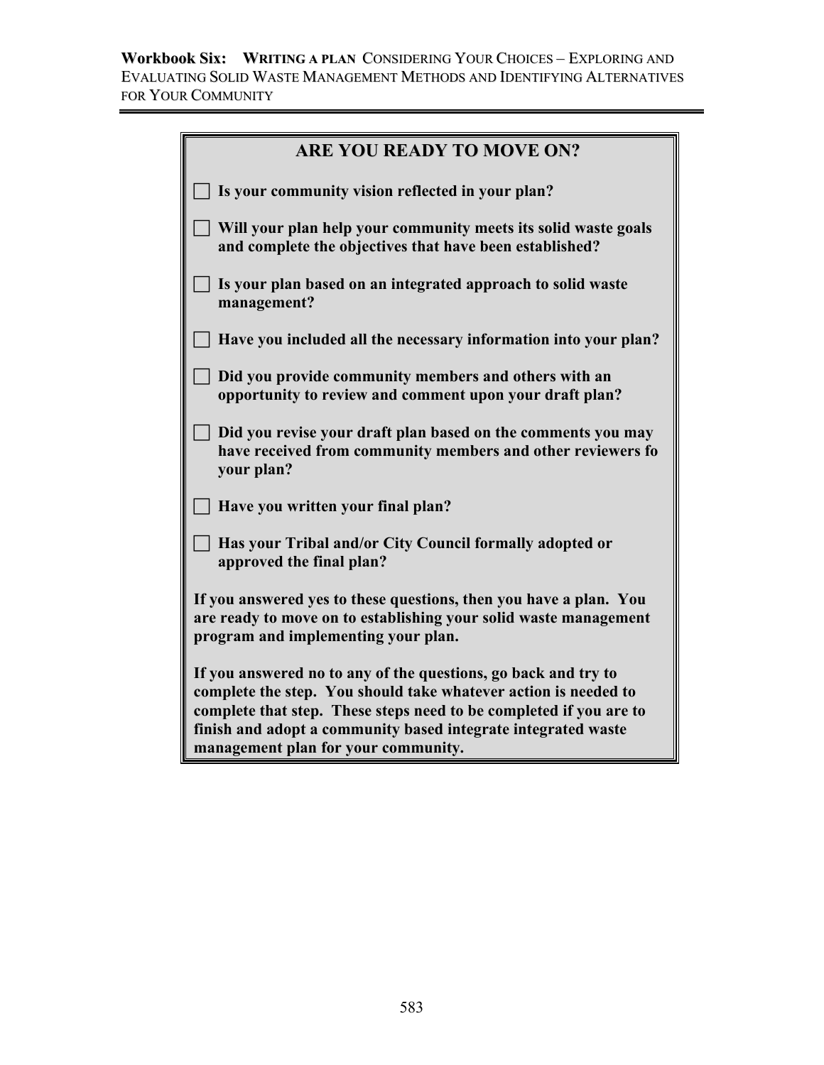## ARE YOU READY TO MOVE ON?

- ☐ **Is your community vision reflected in your plan?**
- ☐ **Will your plan help your community meets its solid waste goals and complete the objectives that have been established?**
- ☐ **Is your plan based on an integrated approach to solid waste management?**
- ☐ **Have you included all the necessary information into your plan?**
- ☐ **Did you provide community members and others with an opportunity to review and comment upon your draft plan?**
- ☐ **Did you revise your draft plan based on the comments you may have received from community members and other reviewers fo your plan?**
- ☐ **Have you written your final plan?**
- ☐ **Has your Tribal and/or City Council formally adopted or approved the final plan?**

**If you answered yes to these questions, then you have a plan. You are ready to move on to establishing your solid waste management program and implementing your plan.**

**If you answered no to any of the questions, go back and try to complete the step. You should take whatever action is needed to complete that step. These steps need to be completed if you are to finish and adopt a community based integrate integrated waste management plan for your community.**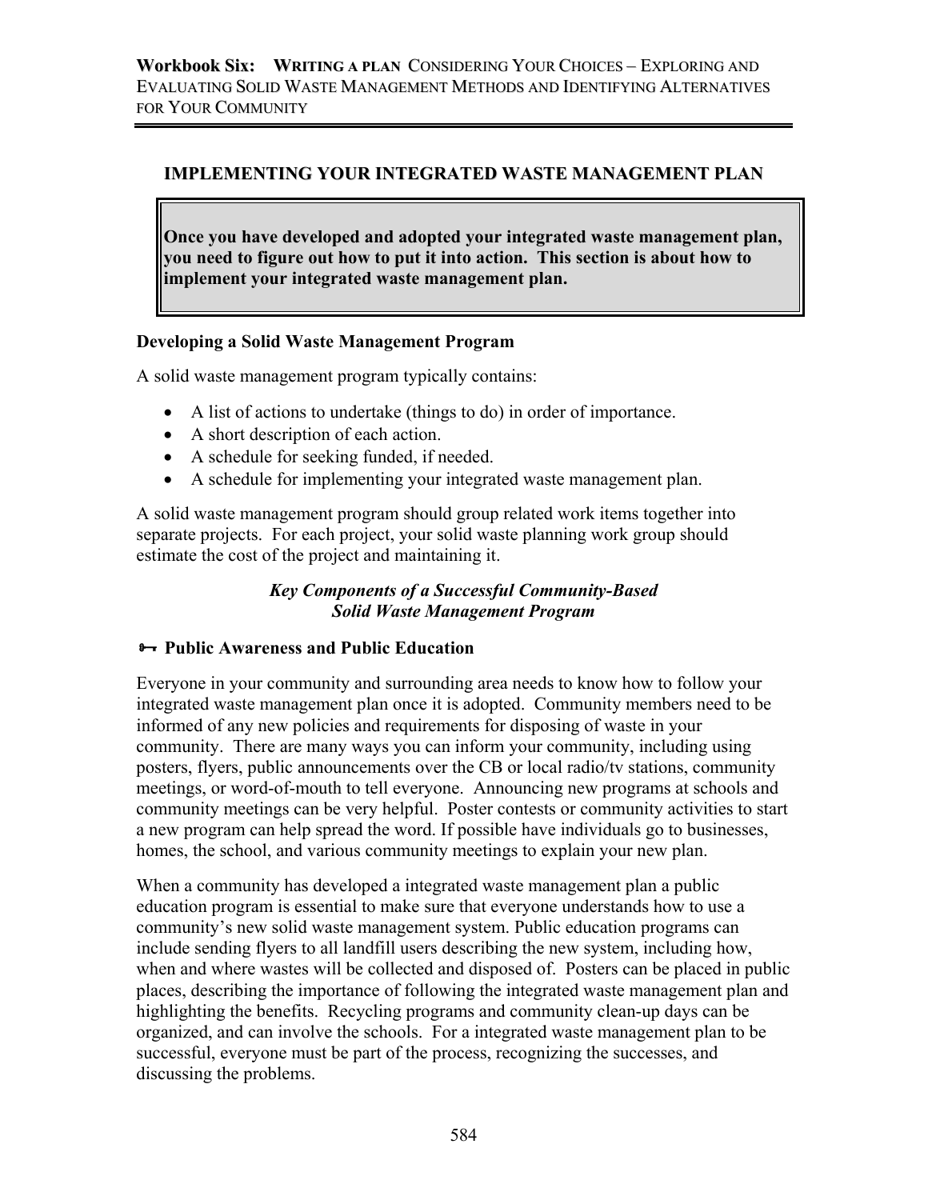## IMPLEMENTING YOUR INTEGRATED WASTE MANAGEMENT PLAN

**Once you have developed and adopted your integrated waste management plan, you need to figure out how to put it into action. This section is about how to implement your integrated waste management plan.**

### Developing a Solid Waste Management Program

A solid waste management program typically contains:

- A list of actions to undertake (things to do) in order of importance.
- A short description of each action.
- A schedule for seeking funded, if needed.
- A schedule for implementing your integrated waste management plan.

A solid waste management program should group related work items together into separate projects. For each project, your solid waste planning work group should estimate the cost of the project and maintaining it.

***Key Components of a Successful Community-Based Solid Waste Management Program***

**🗝 Public Awareness and Public Education**

Everyone in your community and surrounding area needs to know how to follow your integrated waste management plan once it is adopted. Community members need to be informed of any new policies and requirements for disposing of waste in your community. There are many ways you can inform your community, including using posters, flyers, public announcements over the CB or local radio/tv stations, community meetings, or word-of-mouth to tell everyone. Announcing new programs at schools and community meetings can be very helpful. Poster contests or community activities to start a new program can help spread the word. If possible have individuals go to businesses, homes, the school, and various community meetings to explain your new plan.

When a community has developed a integrated waste management plan a public education program is essential to make sure that everyone understands how to use a community's new solid waste management system. Public education programs can include sending flyers to all landfill users describing the new system, including how, when and where wastes will be collected and disposed of. Posters can be placed in public places, describing the importance of following the integrated waste management plan and highlighting the benefits. Recycling programs and community clean-up days can be organized, and can involve the schools. For a integrated waste management plan to be successful, everyone must be part of the process, recognizing the successes, and discussing the problems.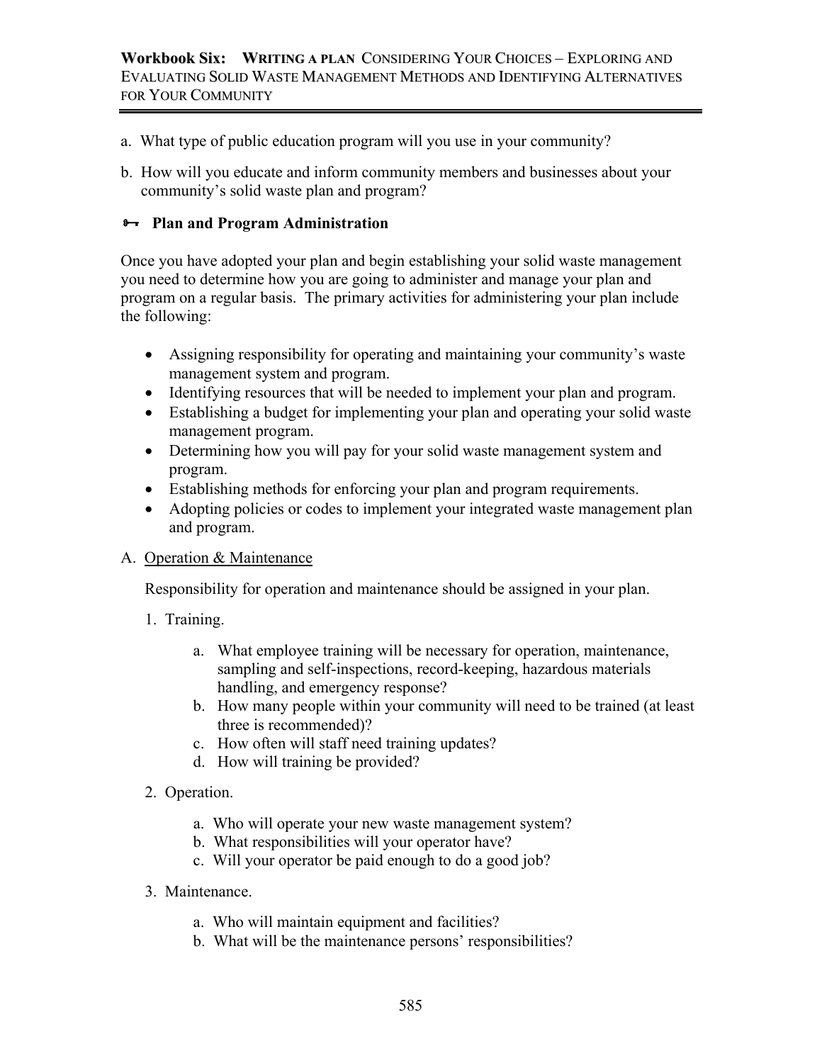a. What type of public education program will you use in your community?

b. How will you educate and inform community members and businesses about your community's solid waste plan and program?

### 🗝 Plan and Program Administration

Once you have adopted your plan and begin establishing your solid waste management you need to determine how you are going to administer and manage your plan and program on a regular basis. The primary activities for administering your plan include the following:

- Assigning responsibility for operating and maintaining your community's waste management system and program.
- Identifying resources that will be needed to implement your plan and program.
- Establishing a budget for implementing your plan and operating your solid waste management program.
- Determining how you will pay for your solid waste management system and program.
- Establishing methods for enforcing your plan and program requirements.
- Adopting policies or codes to implement your integrated waste management plan and program.

A. Operation & Maintenance

Responsibility for operation and maintenance should be assigned in your plan.

1. Training.

   a. What employee training will be necessary for operation, maintenance, sampling and self-inspections, record-keeping, hazardous materials handling, and emergency response?
   b. How many people within your community will need to be trained (at least three is recommended)?
   c. How often will staff need training updates?
   d. How will training be provided?

2. Operation.

   a. Who will operate your new waste management system?
   b. What responsibilities will your operator have?
   c. Will your operator be paid enough to do a good job?

3. Maintenance.

   a. Who will maintain equipment and facilities?
   b. What will be the maintenance persons' responsibilities?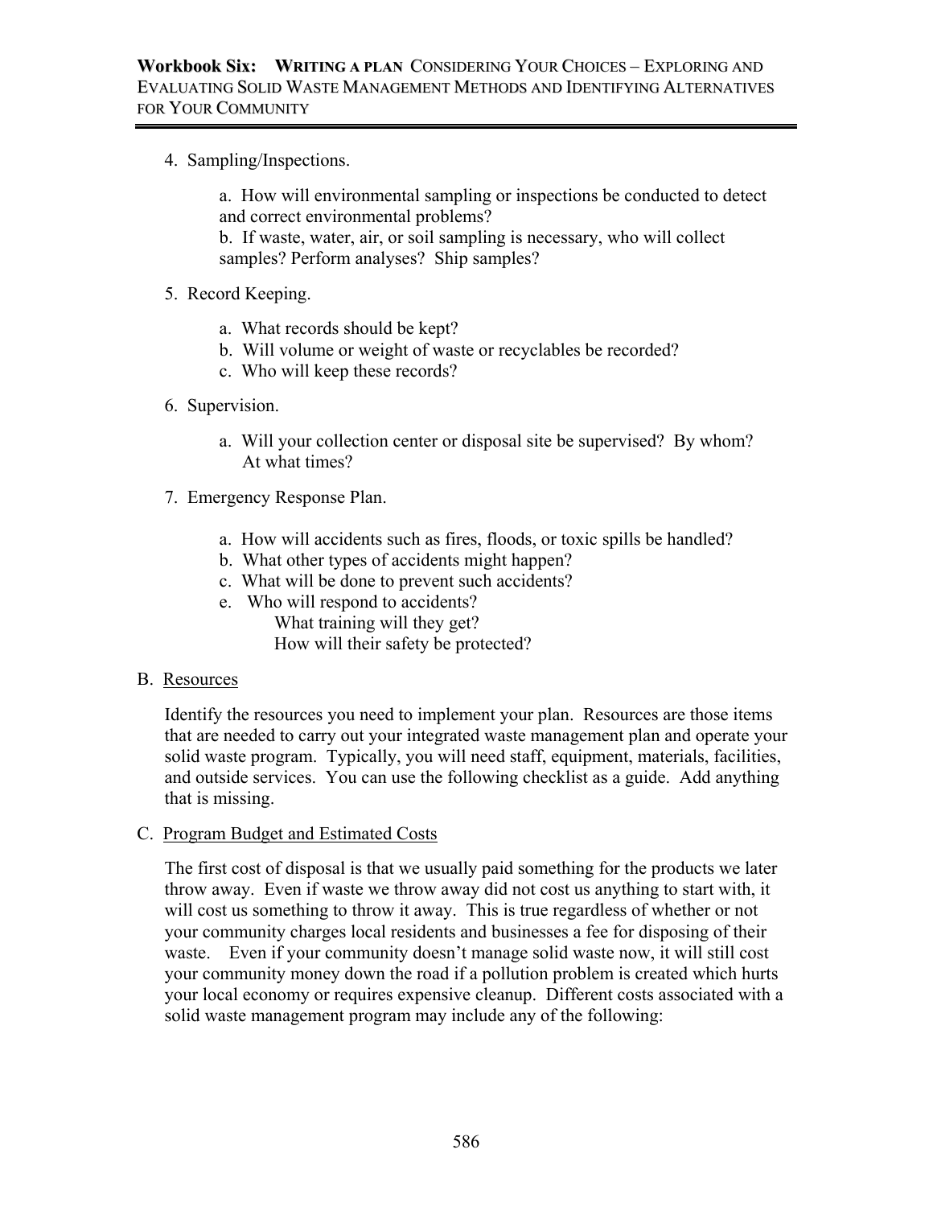4. Sampling/Inspections.

   a. How will environmental sampling or inspections be conducted to detect and correct environmental problems?
   b. If waste, water, air, or soil sampling is necessary, who will collect samples? Perform analyses? Ship samples?

5. Record Keeping.

   a. What records should be kept?
   b. Will volume or weight of waste or recyclables be recorded?
   c. Who will keep these records?

6. Supervision.

   a. Will your collection center or disposal site be supervised? By whom? At what times?

7. Emergency Response Plan.

   a. How will accidents such as fires, floods, or toxic spills be handled?
   b. What other types of accidents might happen?
   c. What will be done to prevent such accidents?
   e. Who will respond to accidents?
      What training will they get?
      How will their safety be protected?

B. Resources

Identify the resources you need to implement your plan. Resources are those items that are needed to carry out your integrated waste management plan and operate your solid waste program. Typically, you will need staff, equipment, materials, facilities, and outside services. You can use the following checklist as a guide. Add anything that is missing.

C. Program Budget and Estimated Costs

The first cost of disposal is that we usually paid something for the products we later throw away. Even if waste we throw away did not cost us anything to start with, it will cost us something to throw it away. This is true regardless of whether or not your community charges local residents and businesses a fee for disposing of their waste. Even if your community doesn't manage solid waste now, it will still cost your community money down the road if a pollution problem is created which hurts your local economy or requires expensive cleanup. Different costs associated with a solid waste management program may include any of the following: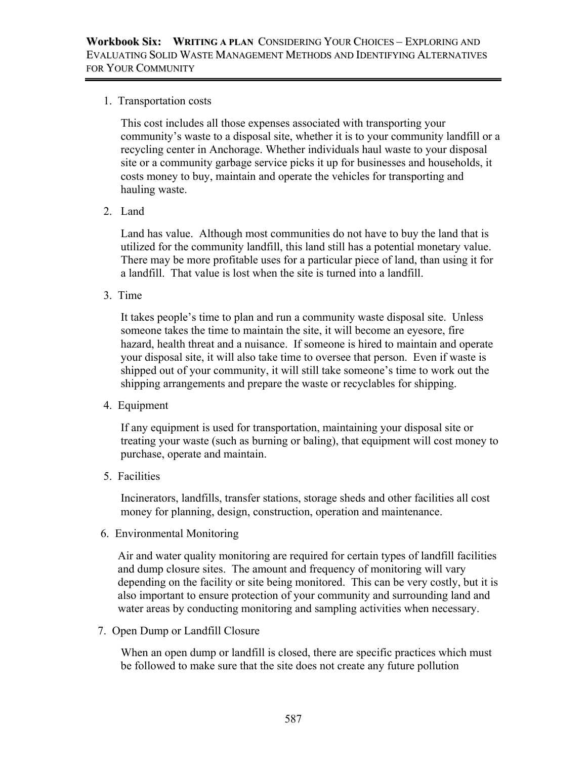1. Transportation costs

   This cost includes all those expenses associated with transporting your community's waste to a disposal site, whether it is to your community landfill or a recycling center in Anchorage. Whether individuals haul waste to your disposal site or a community garbage service picks it up for businesses and households, it costs money to buy, maintain and operate the vehicles for transporting and hauling waste.

2. Land

   Land has value. Although most communities do not have to buy the land that is utilized for the community landfill, this land still has a potential monetary value. There may be more profitable uses for a particular piece of land, than using it for a landfill. That value is lost when the site is turned into a landfill.

3. Time

   It takes people's time to plan and run a community waste disposal site. Unless someone takes the time to maintain the site, it will become an eyesore, fire hazard, health threat and a nuisance. If someone is hired to maintain and operate your disposal site, it will also take time to oversee that person. Even if waste is shipped out of your community, it will still take someone's time to work out the shipping arrangements and prepare the waste or recyclables for shipping.

4. Equipment

   If any equipment is used for transportation, maintaining your disposal site or treating your waste (such as burning or baling), that equipment will cost money to purchase, operate and maintain.

5. Facilities

   Incinerators, landfills, transfer stations, storage sheds and other facilities all cost money for planning, design, construction, operation and maintenance.

6. Environmental Monitoring

   Air and water quality monitoring are required for certain types of landfill facilities and dump closure sites. The amount and frequency of monitoring will vary depending on the facility or site being monitored. This can be very costly, but it is also important to ensure protection of your community and surrounding land and water areas by conducting monitoring and sampling activities when necessary.

7. Open Dump or Landfill Closure

   When an open dump or landfill is closed, there are specific practices which must be followed to make sure that the site does not create any future pollution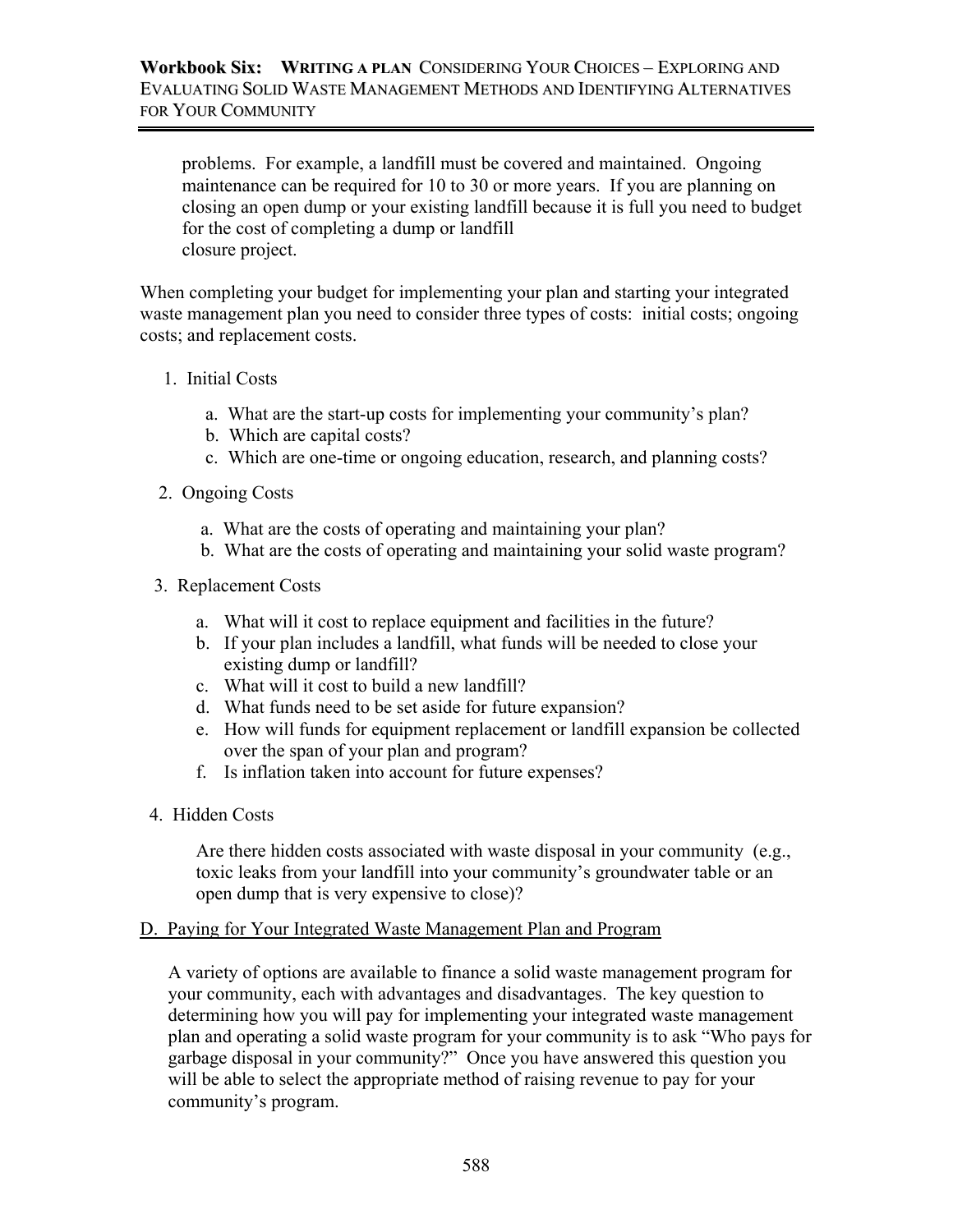problems. For example, a landfill must be covered and maintained. Ongoing maintenance can be required for 10 to 30 or more years. If you are planning on closing an open dump or your existing landfill because it is full you need to budget for the cost of completing a dump or landfill closure project.

When completing your budget for implementing your plan and starting your integrated waste management plan you need to consider three types of costs: initial costs; ongoing costs; and replacement costs.

1. Initial Costs

   a. What are the start-up costs for implementing your community's plan?
   b. Which are capital costs?
   c. Which are one-time or ongoing education, research, and planning costs?

2. Ongoing Costs

   a. What are the costs of operating and maintaining your plan?
   b. What are the costs of operating and maintaining your solid waste program?

3. Replacement Costs

   a. What will it cost to replace equipment and facilities in the future?
   b. If your plan includes a landfill, what funds will be needed to close your existing dump or landfill?
   c. What will it cost to build a new landfill?
   d. What funds need to be set aside for future expansion?
   e. How will funds for equipment replacement or landfill expansion be collected over the span of your plan and program?
   f. Is inflation taken into account for future expenses?

4. Hidden Costs

   Are there hidden costs associated with waste disposal in your community (e.g., toxic leaks from your landfill into your community's groundwater table or an open dump that is very expensive to close)?

D. <u>Paying for Your Integrated Waste Management Plan and Program</u>

A variety of options are available to finance a solid waste management program for your community, each with advantages and disadvantages. The key question to determining how you will pay for implementing your integrated waste management plan and operating a solid waste program for your community is to ask "Who pays for garbage disposal in your community?" Once you have answered this question you will be able to select the appropriate method of raising revenue to pay for your community's program.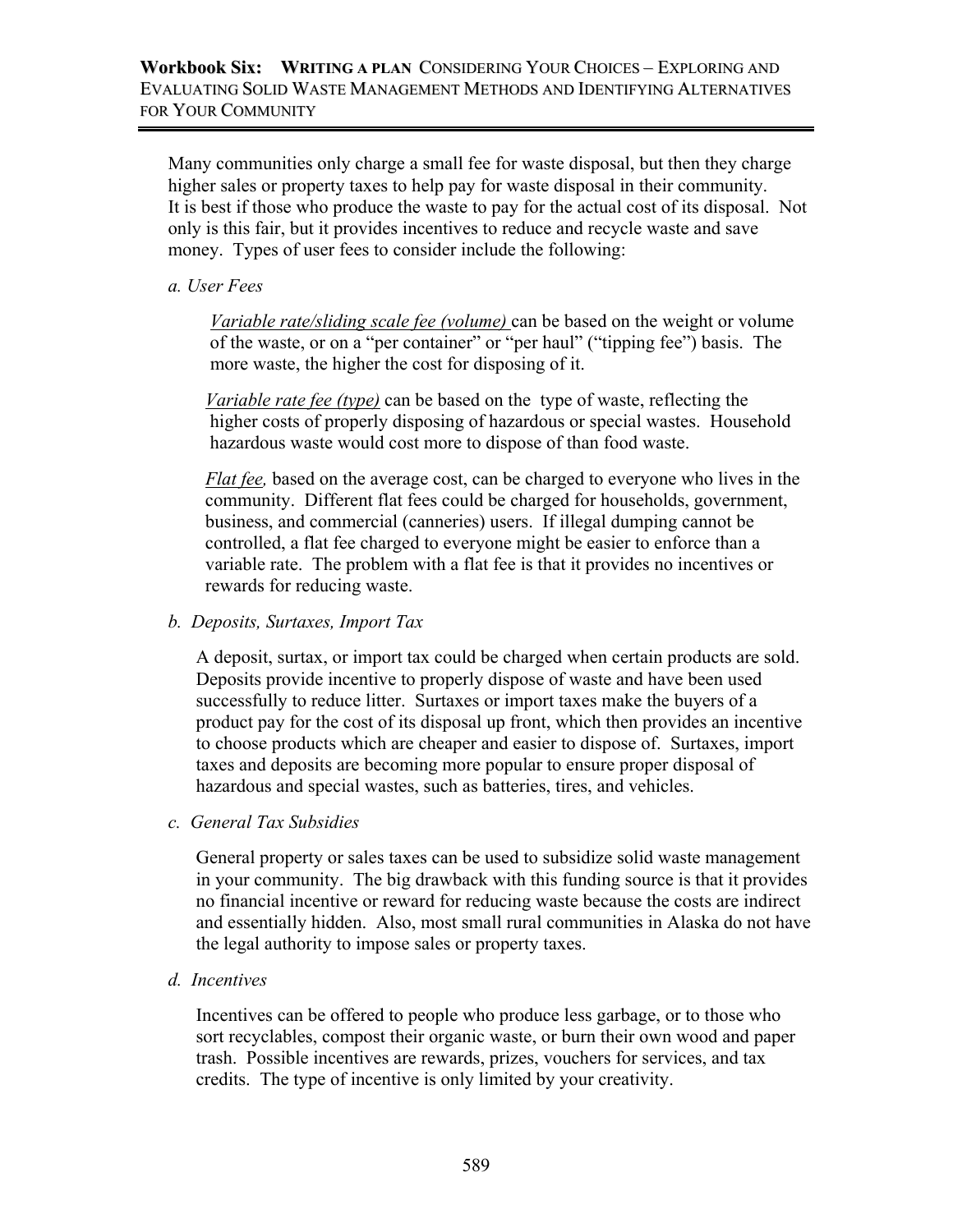Many communities only charge a small fee for waste disposal, but then they charge higher sales or property taxes to help pay for waste disposal in their community. It is best if those who produce the waste to pay for the actual cost of its disposal. Not only is this fair, but it provides incentives to reduce and recycle waste and save money. Types of user fees to consider include the following:

*a. User Fees*

*Variable rate/sliding scale fee (volume)* can be based on the weight or volume of the waste, or on a "per container" or "per haul" ("tipping fee") basis. The more waste, the higher the cost for disposing of it.

*Variable rate fee (type)* can be based on the type of waste, reflecting the higher costs of properly disposing of hazardous or special wastes. Household hazardous waste would cost more to dispose of than food waste.

*Flat fee,* based on the average cost, can be charged to everyone who lives in the community. Different flat fees could be charged for households, government, business, and commercial (canneries) users. If illegal dumping cannot be controlled, a flat fee charged to everyone might be easier to enforce than a variable rate. The problem with a flat fee is that it provides no incentives or rewards for reducing waste.

*b. Deposits, Surtaxes, Import Tax*

A deposit, surtax, or import tax could be charged when certain products are sold. Deposits provide incentive to properly dispose of waste and have been used successfully to reduce litter. Surtaxes or import taxes make the buyers of a product pay for the cost of its disposal up front, which then provides an incentive to choose products which are cheaper and easier to dispose of. Surtaxes, import taxes and deposits are becoming more popular to ensure proper disposal of hazardous and special wastes, such as batteries, tires, and vehicles.

*c. General Tax Subsidies*

General property or sales taxes can be used to subsidize solid waste management in your community. The big drawback with this funding source is that it provides no financial incentive or reward for reducing waste because the costs are indirect and essentially hidden. Also, most small rural communities in Alaska do not have the legal authority to impose sales or property taxes.

*d. Incentives*

Incentives can be offered to people who produce less garbage, or to those who sort recyclables, compost their organic waste, or burn their own wood and paper trash. Possible incentives are rewards, prizes, vouchers for services, and tax credits. The type of incentive is only limited by your creativity.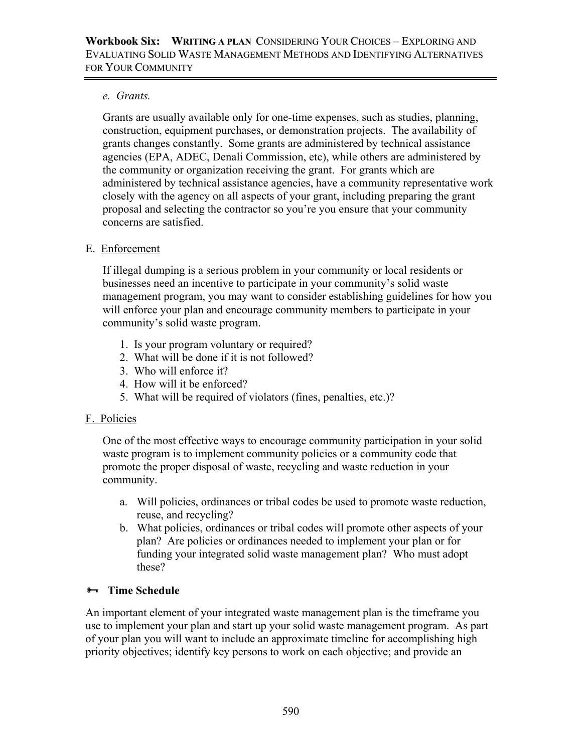*e. Grants.*

Grants are usually available only for one-time expenses, such as studies, planning, construction, equipment purchases, or demonstration projects. The availability of grants changes constantly. Some grants are administered by technical assistance agencies (EPA, ADEC, Denali Commission, etc), while others are administered by the community or organization receiving the grant. For grants which are administered by technical assistance agencies, have a community representative work closely with the agency on all aspects of your grant, including preparing the grant proposal and selecting the contractor so you're you ensure that your community concerns are satisfied.

E. <u>Enforcement</u>

If illegal dumping is a serious problem in your community or local residents or businesses need an incentive to participate in your community's solid waste management program, you may want to consider establishing guidelines for how you will enforce your plan and encourage community members to participate in your community's solid waste program.

1. Is your program voluntary or required?
2. What will be done if it is not followed?
3. Who will enforce it?
4. How will it be enforced?
5. What will be required of violators (fines, penalties, etc.)?

F. <u>Policies</u>

One of the most effective ways to encourage community participation in your solid waste program is to implement community policies or a community code that promote the proper disposal of waste, recycling and waste reduction in your community.

a. Will policies, ordinances or tribal codes be used to promote waste reduction, reuse, and recycling?
b. What policies, ordinances or tribal codes will promote other aspects of your plan? Are policies or ordinances needed to implement your plan or for funding your integrated solid waste management plan? Who must adopt these?

### Time Schedule

An important element of your integrated waste management plan is the timeframe you use to implement your plan and start up your solid waste management program. As part of your plan you will want to include an approximate timeline for accomplishing high priority objectives; identify key persons to work on each objective; and provide an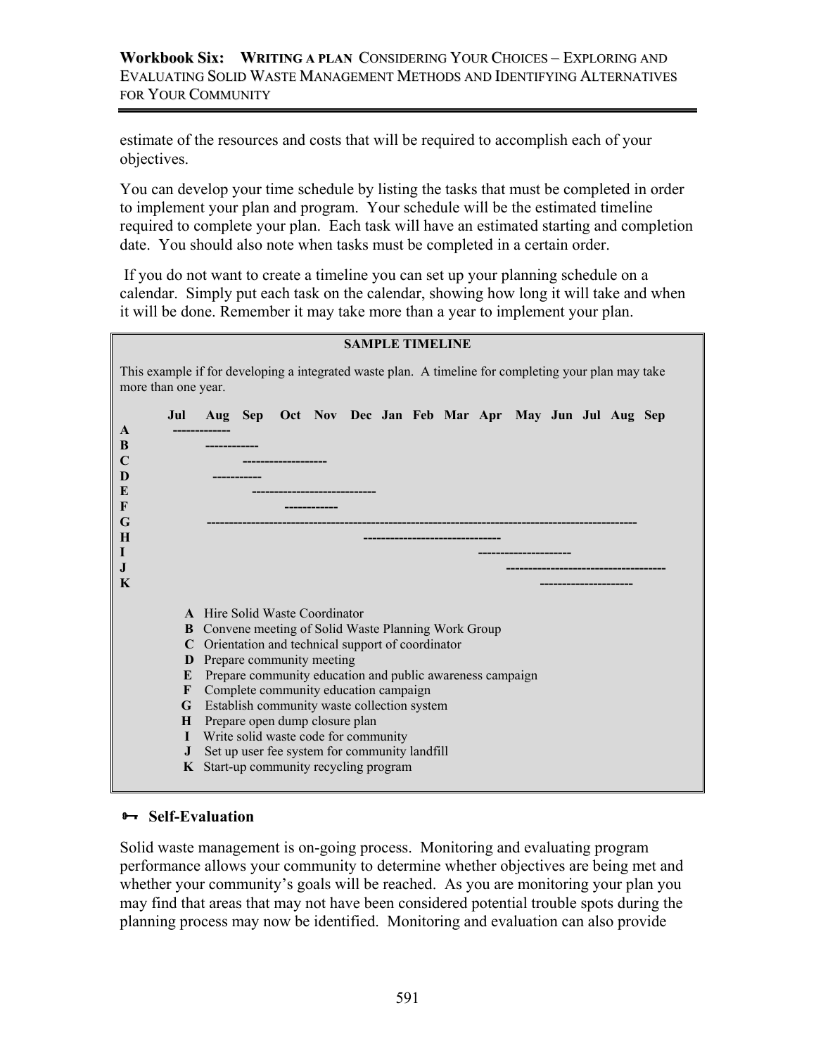estimate of the resources and costs that will be required to accomplish each of your objectives.

You can develop your time schedule by listing the tasks that must be completed in order to implement your plan and program. Your schedule will be the estimated timeline required to complete your plan. Each task will have an estimated starting and completion date. You should also note when tasks must be completed in a certain order.

If you do not want to create a timeline you can set up your planning schedule on a calendar. Simply put each task on the calendar, showing how long it will take and when it will be done. Remember it may take more than a year to implement your plan.

**SAMPLE TIMELINE**

This example if for developing a integrated waste plan. A timeline for completing your plan may take more than one year.

```
      Jul    Aug   Sep    Oct   Nov   Dec  Jan  Feb  Mar  Apr   May  Jun  Jul  Aug  Sep
A      ------------
B              ------------
C                        ------------------
D                ----------
E                          --------------------------
F                                 ------------
G              --------------------------------------------------------------------------------------------
H                                                ------------------------------
I                                                                     --------------------
J                                                                            -----------------------------------
K                                                                                    --------------------
```

- **A** Hire Solid Waste Coordinator
- **B** Convene meeting of Solid Waste Planning Work Group
- **C** Orientation and technical support of coordinator
- **D** Prepare community meeting
- **E** Prepare community education and public awareness campaign
- **F** Complete community education campaign
- **G** Establish community waste collection system
- **H** Prepare open dump closure plan
- **I** Write solid waste code for community
- **J** Set up user fee system for community landfill
- **K** Start-up community recycling program

### Self-Evaluation

Solid waste management is on-going process. Monitoring and evaluating program performance allows your community to determine whether objectives are being met and whether your community's goals will be reached. As you are monitoring your plan you may find that areas that may not have been considered potential trouble spots during the planning process may now be identified. Monitoring and evaluation can also provide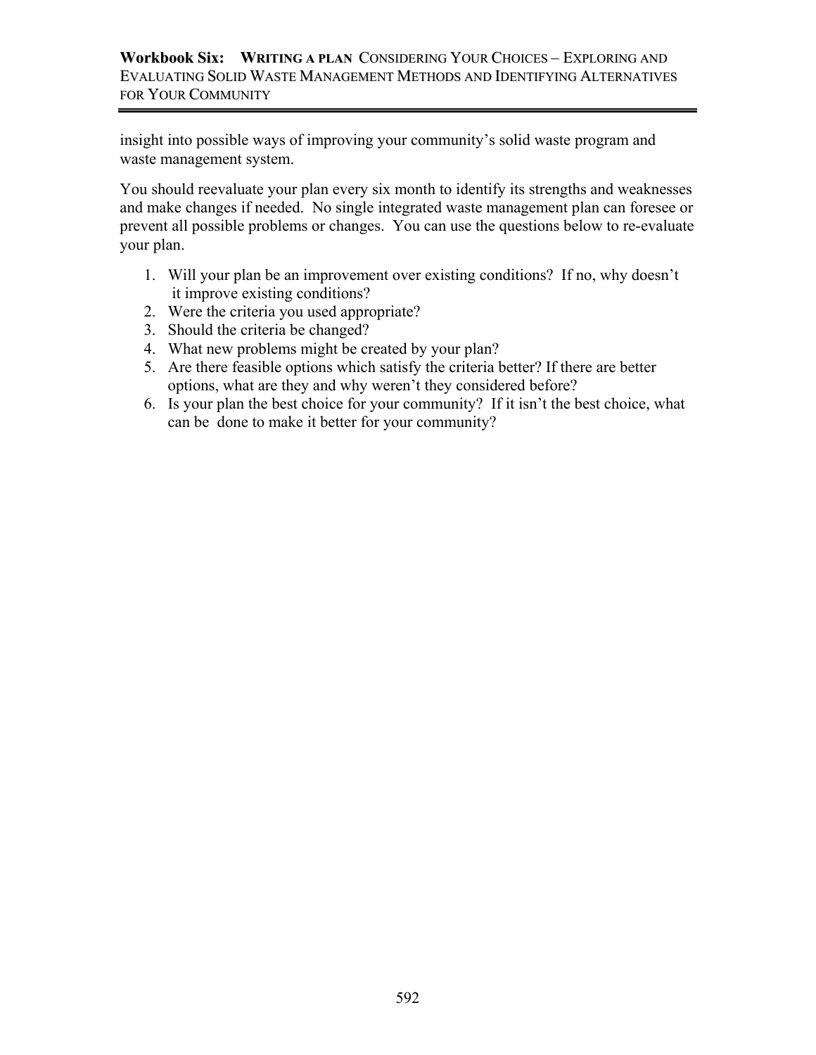insight into possible ways of improving your community's solid waste program and waste management system.

You should reevaluate your plan every six month to identify its strengths and weaknesses and make changes if needed. No single integrated waste management plan can foresee or prevent all possible problems or changes. You can use the questions below to re-evaluate your plan.

1. Will your plan be an improvement over existing conditions? If no, why doesn't it improve existing conditions?
2. Were the criteria you used appropriate?
3. Should the criteria be changed?
4. What new problems might be created by your plan?
5. Are there feasible options which satisfy the criteria better? If there are better options, what are they and why weren't they considered before?
6. Is your plan the best choice for your community? If it isn't the best choice, what can be done to make it better for your community?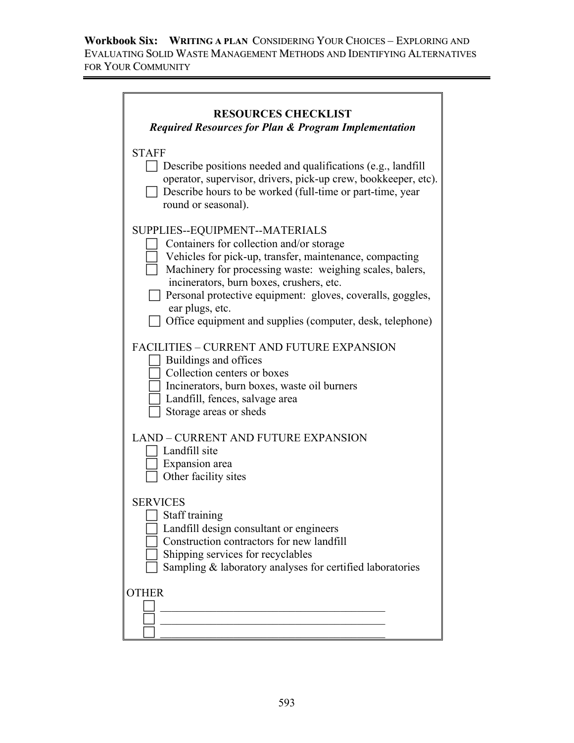## RESOURCES CHECKLIST

***Required Resources for Plan & Program Implementation***

STAFF

- ☐ Describe positions needed and qualifications (e.g., landfill operator, supervisor, drivers, pick-up crew, bookkeeper, etc).
- ☐ Describe hours to be worked (full-time or part-time, year round or seasonal).

SUPPLIES--EQUIPMENT--MATERIALS

- ☐ Containers for collection and/or storage
- ☐ Vehicles for pick-up, transfer, maintenance, compacting
- ☐ Machinery for processing waste: weighing scales, balers, incinerators, burn boxes, crushers, etc.
- ☐ Personal protective equipment: gloves, coveralls, goggles, ear plugs, etc.
- ☐ Office equipment and supplies (computer, desk, telephone)

FACILITIES – CURRENT AND FUTURE EXPANSION

- ☐ Buildings and offices
- ☐ Collection centers or boxes
- ☐ Incinerators, burn boxes, waste oil burners
- ☐ Landfill, fences, salvage area
- ☐ Storage areas or sheds

LAND – CURRENT AND FUTURE EXPANSION

- ☐ Landfill site
- ☐ Expansion area
- ☐ Other facility sites

SERVICES

- ☐ Staff training
- ☐ Landfill design consultant or engineers
- ☐ Construction contractors for new landfill
- ☐ Shipping services for recyclables
- ☐ Sampling & laboratory analyses for certified laboratories

OTHER

- ☐ ________________________________________
- ☐ ________________________________________
- ☐ ________________________________________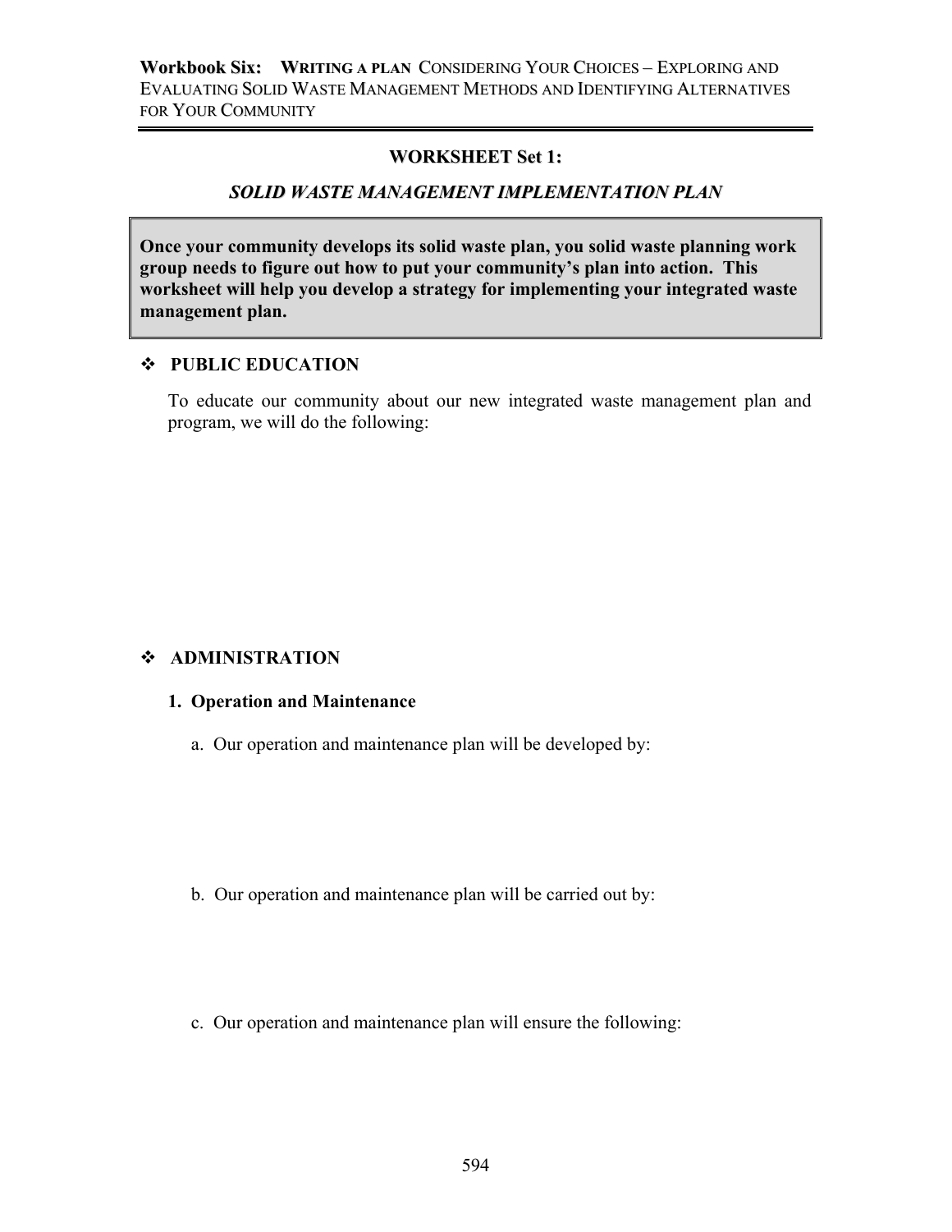## WORKSHEET Set 1:

### *SOLID WASTE MANAGEMENT IMPLEMENTATION PLAN*

**Once your community develops its solid waste plan, you solid waste planning work group needs to figure out how to put your community's plan into action. This worksheet will help you develop a strategy for implementing your integrated waste management plan.**

- **PUBLIC EDUCATION**

  To educate our community about our new integrated waste management plan and program, we will do the following:

- **ADMINISTRATION**

  **1. Operation and Maintenance**

  a. Our operation and maintenance plan will be developed by:

  b. Our operation and maintenance plan will be carried out by:

  c. Our operation and maintenance plan will ensure the following: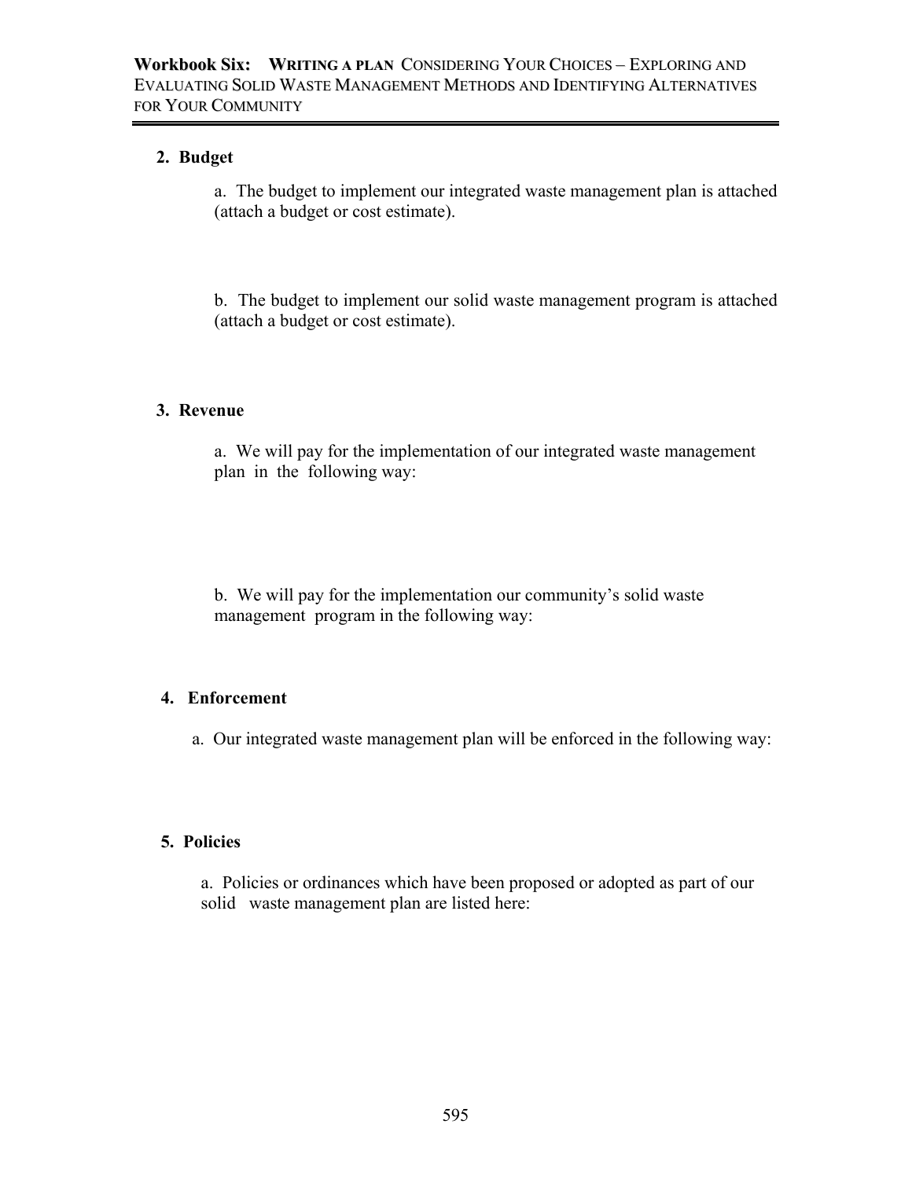**2. Budget**

a. The budget to implement our integrated waste management plan is attached (attach a budget or cost estimate).

b. The budget to implement our solid waste management program is attached (attach a budget or cost estimate).

**3. Revenue**

a. We will pay for the implementation of our integrated waste management plan in the following way:

b. We will pay for the implementation our community's solid waste management program in the following way:

**4. Enforcement**

a. Our integrated waste management plan will be enforced in the following way:

**5. Policies**

a. Policies or ordinances which have been proposed or adopted as part of our solid waste management plan are listed here: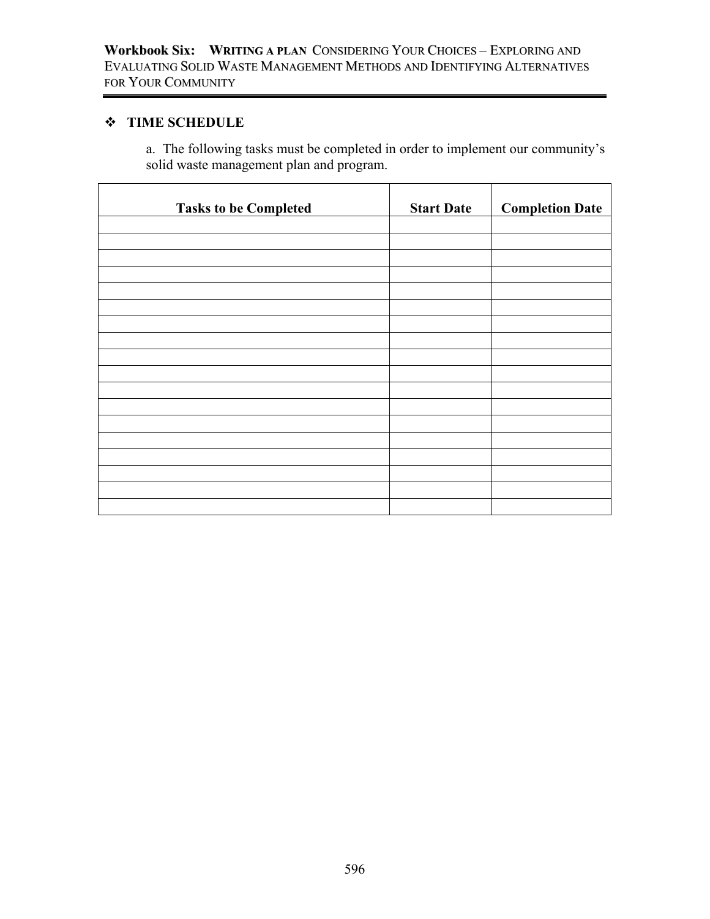- **TIME SCHEDULE**

a. The following tasks must be completed in order to implement our community's solid waste management plan and program.

| Tasks to be Completed | Start Date | Completion Date |
|---|---|---|
| | | |
| | | |
| | | |
| | | |
| | | |
| | | |
| | | |
| | | |
| | | |
| | | |
| | | |
| | | |
| | | |
| | | |
| | | |
| | | |
| | | |
| | | |